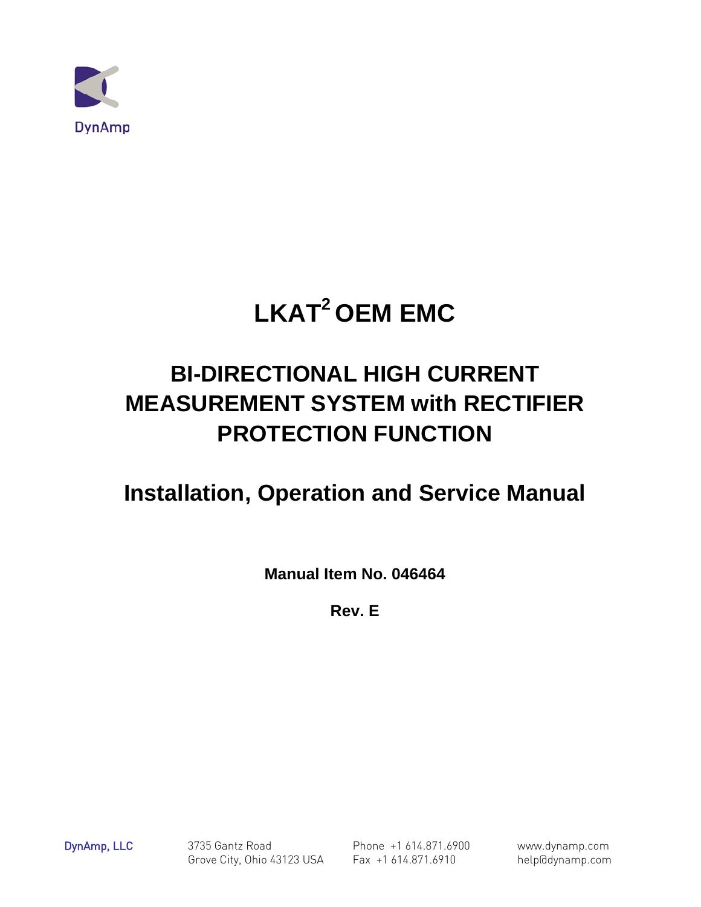DynAmp

# $LKAT^2$ OEM EMC

## BI-DIRECTIONAL HIGH CURRENT MEASUREMENT SYSTEM with RECTIFIER PROTECTION FUNCTION

## Installation, Operation and Service Manual

**Manual Item No. 046464**

**Rev. E**

DynAmp, LLC

3735 Gantz Road
Grove City, Ohio 43123 USA

Phone +1 614.871.6900
Fax +1 614.871.6910

www.dynamp.com
help@dynamp.com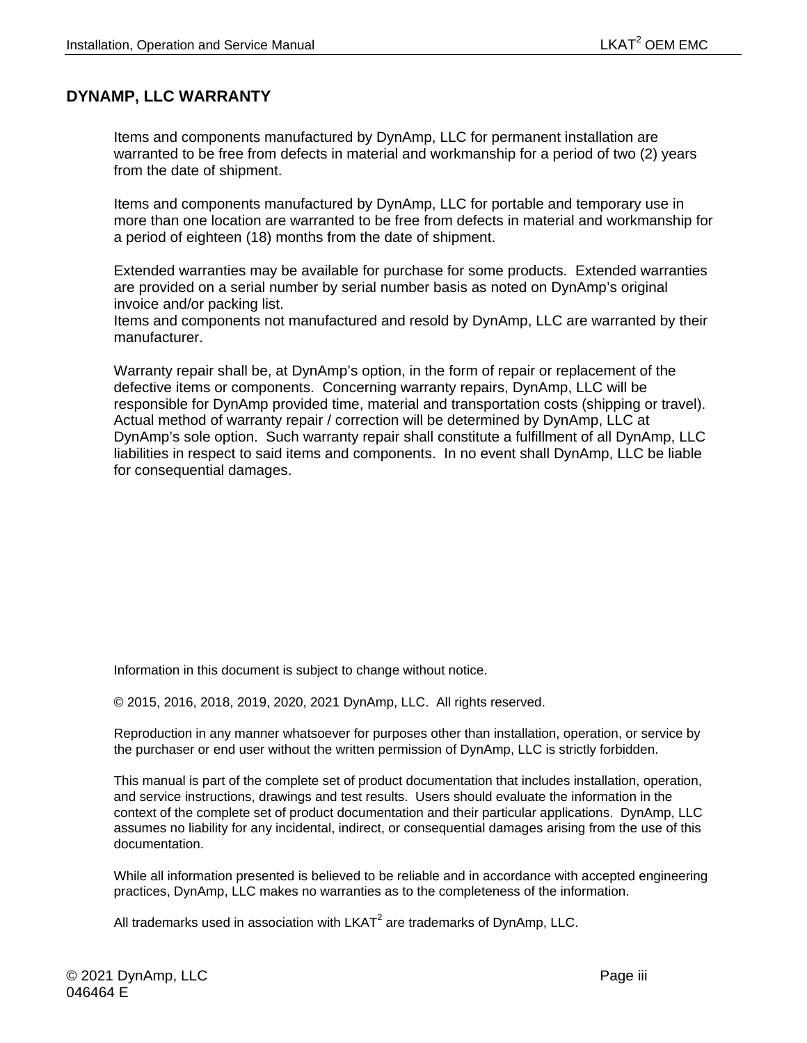# DYNAMP, LLC WARRANTY

Items and components manufactured by DynAmp, LLC for permanent installation are warranted to be free from defects in material and workmanship for a period of two (2) years from the date of shipment.

Items and components manufactured by DynAmp, LLC for portable and temporary use in more than one location are warranted to be free from defects in material and workmanship for a period of eighteen (18) months from the date of shipment.

Extended warranties may be available for purchase for some products. Extended warranties are provided on a serial number by serial number basis as noted on DynAmp's original invoice and/or packing list.
Items and components not manufactured and resold by DynAmp, LLC are warranted by their manufacturer.

Warranty repair shall be, at DynAmp's option, in the form of repair or replacement of the defective items or components. Concerning warranty repairs, DynAmp, LLC will be responsible for DynAmp provided time, material and transportation costs (shipping or travel). Actual method of warranty repair / correction will be determined by DynAmp, LLC at DynAmp's sole option. Such warranty repair shall constitute a fulfillment of all DynAmp, LLC liabilities in respect to said items and components. In no event shall DynAmp, LLC be liable for consequential damages.

Information in this document is subject to change without notice.

© 2015, 2016, 2018, 2019, 2020, 2021 DynAmp, LLC. All rights reserved.

Reproduction in any manner whatsoever for purposes other than installation, operation, or service by the purchaser or end user without the written permission of DynAmp, LLC is strictly forbidden.

This manual is part of the complete set of product documentation that includes installation, operation, and service instructions, drawings and test results. Users should evaluate the information in the context of the complete set of product documentation and their particular applications. DynAmp, LLC assumes no liability for any incidental, indirect, or consequential damages arising from the use of this documentation.

While all information presented is believed to be reliable and in accordance with accepted engineering practices, DynAmp, LLC makes no warranties as to the completeness of the information.

All trademarks used in association with LKAT[2] are trademarks of DynAmp, LLC.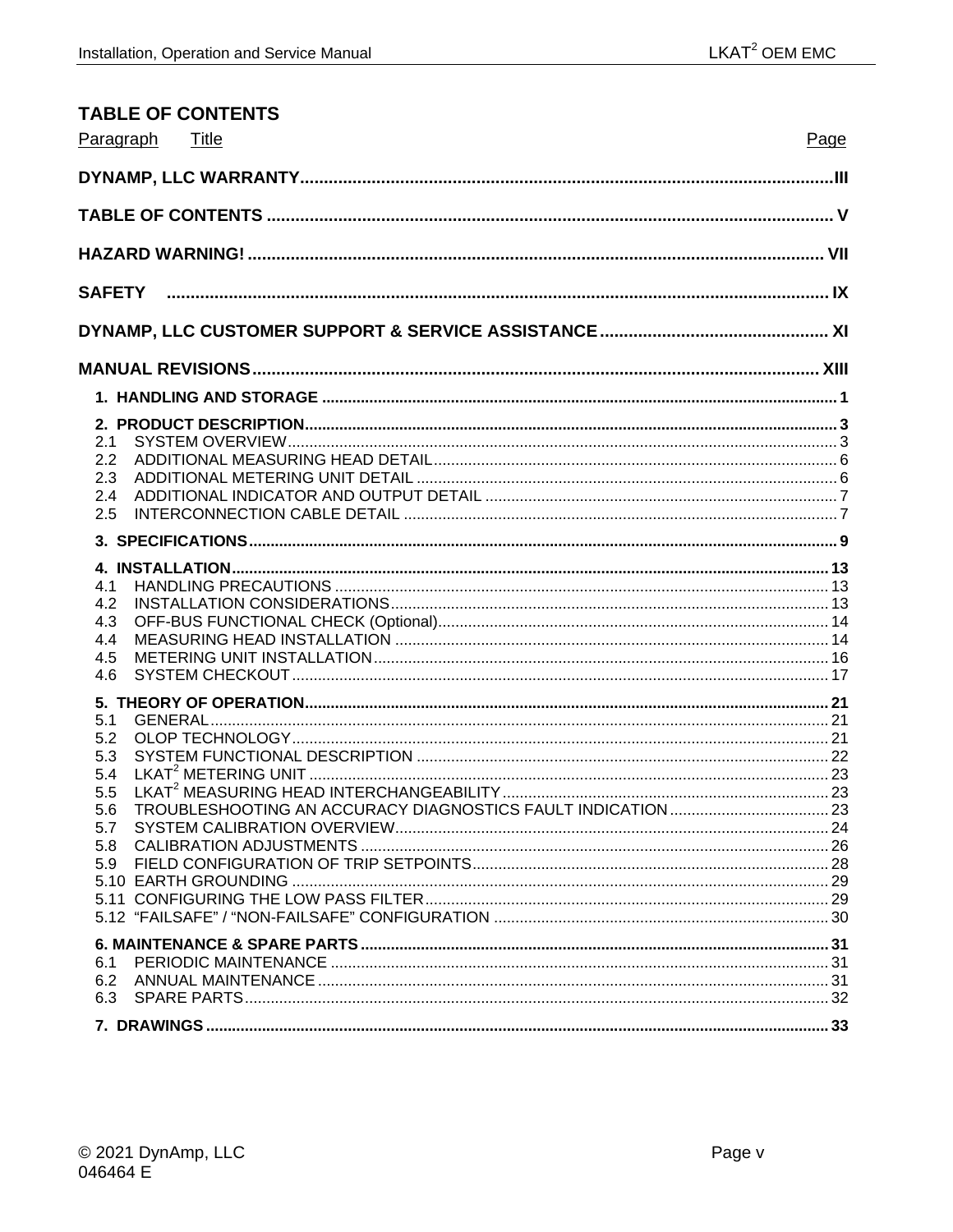# TABLE OF CONTENTS

| Paragraph | Title | Page |
|---|---|---|
| | **DYNAMP, LLC WARRANTY** | **III** |
| | **TABLE OF CONTENTS** | **V** |
| | **HAZARD WARNING!** | **VII** |
| | **SAFETY** | **IX** |
| | **DYNAMP, LLC CUSTOMER SUPPORT & SERVICE ASSISTANCE** | **XI** |
| | **MANUAL REVISIONS** | **XIII** |
| **1.** | **HANDLING AND STORAGE** | **1** |
| **2.** | **PRODUCT DESCRIPTION** | **3** |
| 2.1 | SYSTEM OVERVIEW | 3 |
| 2.2 | ADDITIONAL MEASURING HEAD DETAIL | 6 |
| 2.3 | ADDITIONAL METERING UNIT DETAIL | 6 |
| 2.4 | ADDITIONAL INDICATOR AND OUTPUT DETAIL | 7 |
| 2.5 | INTERCONNECTION CABLE DETAIL | 7 |
| **3.** | **SPECIFICATIONS** | **9** |
| **4.** | **INSTALLATION** | **13** |
| 4.1 | HANDLING PRECAUTIONS | 13 |
| 4.2 | INSTALLATION CONSIDERATIONS | 13 |
| 4.3 | OFF-BUS FUNCTIONAL CHECK (Optional) | 14 |
| 4.4 | MEASURING HEAD INSTALLATION | 14 |
| 4.5 | METERING UNIT INSTALLATION | 16 |
| 4.6 | SYSTEM CHECKOUT | 17 |
| **5.** | **THEORY OF OPERATION** | **21** |
| 5.1 | GENERAL | 21 |
| 5.2 | OLOP TECHNOLOGY | 21 |
| 5.3 | SYSTEM FUNCTIONAL DESCRIPTION | 22 |
| 5.4 | LKAT$^2$ METERING UNIT | 23 |
| 5.5 | LKAT$^2$ MEASURING HEAD INTERCHANGEABILITY | 23 |
| 5.6 | TROUBLESHOOTING AN ACCURACY DIAGNOSTICS FAULT INDICATION | 23 |
| 5.7 | SYSTEM CALIBRATION OVERVIEW | 24 |
| 5.8 | CALIBRATION ADJUSTMENTS | 26 |
| 5.9 | FIELD CONFIGURATION OF TRIP SETPOINTS | 28 |
| 5.10 | EARTH GROUNDING | 29 |
| 5.11 | CONFIGURING THE LOW PASS FILTER | 29 |
| 5.12 | "FAILSAFE" / "NON-FAILSAFE" CONFIGURATION | 30 |
| **6.** | **MAINTENANCE & SPARE PARTS** | **31** |
| 6.1 | PERIODIC MAINTENANCE | 31 |
| 6.2 | ANNUAL MAINTENANCE | 31 |
| 6.3 | SPARE PARTS | 32 |
| **7.** | **DRAWINGS** | **33** |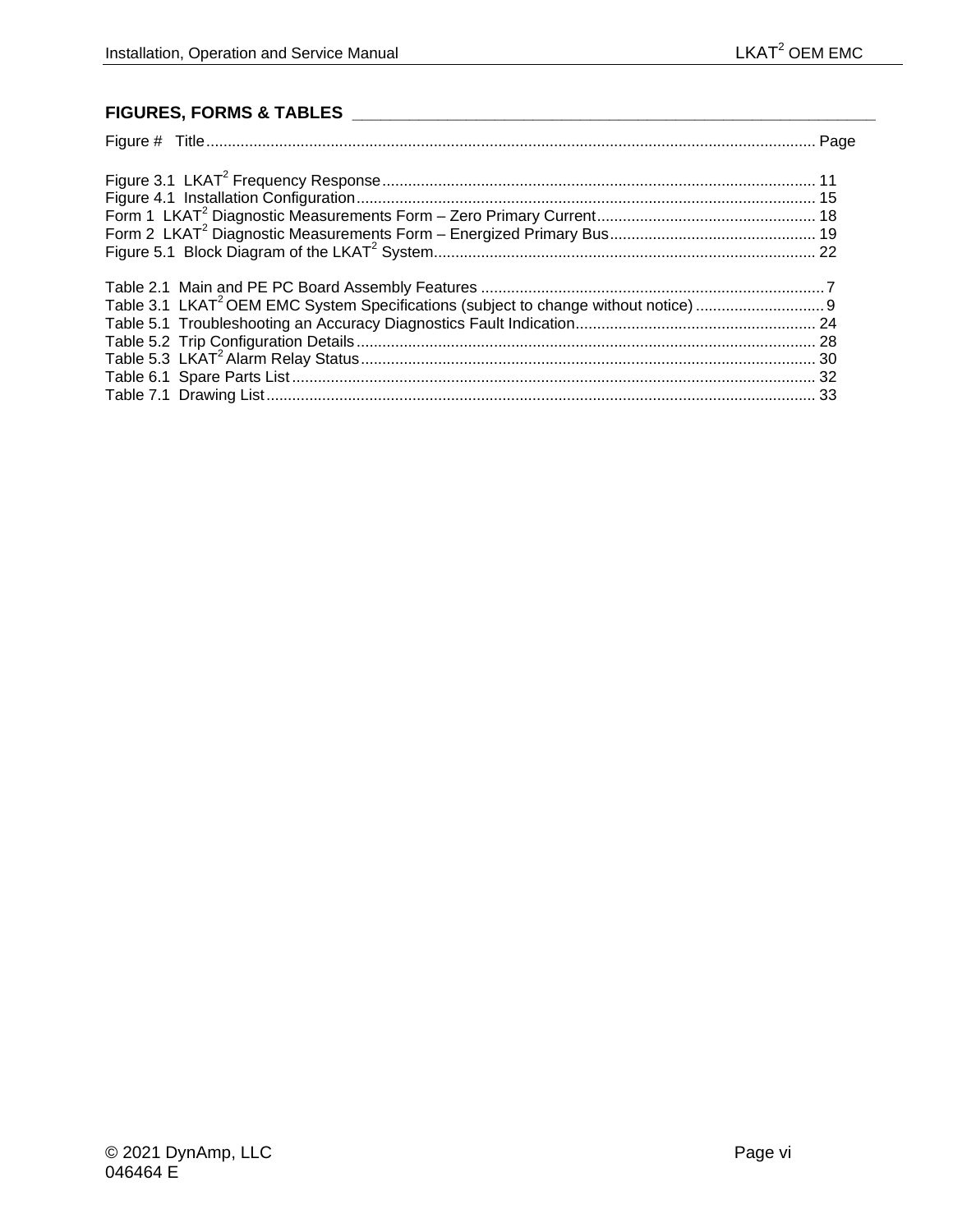## FIGURES, FORMS & TABLES

| Figure # Title | Page |
|---|---|
| Figure 3.1 LKAT$^2$ Frequency Response | 11 |
| Figure 4.1 Installation Configuration | 15 |
| Form 1 LKAT$^2$ Diagnostic Measurements Form – Zero Primary Current | 18 |
| Form 2 LKAT$^2$ Diagnostic Measurements Form – Energized Primary Bus | 19 |
| Figure 5.1 Block Diagram of the LKAT$^2$ System | 22 |

| Table | Page |
|---|---|
| Table 2.1 Main and PE PC Board Assembly Features | 7 |
| Table 3.1 LKAT$^2$ OEM EMC System Specifications (subject to change without notice) | 9 |
| Table 5.1 Troubleshooting an Accuracy Diagnostics Fault Indication | 24 |
| Table 5.2 Trip Configuration Details | 28 |
| Table 5.3 LKAT$^2$ Alarm Relay Status | 30 |
| Table 6.1 Spare Parts List | 32 |
| Table 7.1 Drawing List | 33 |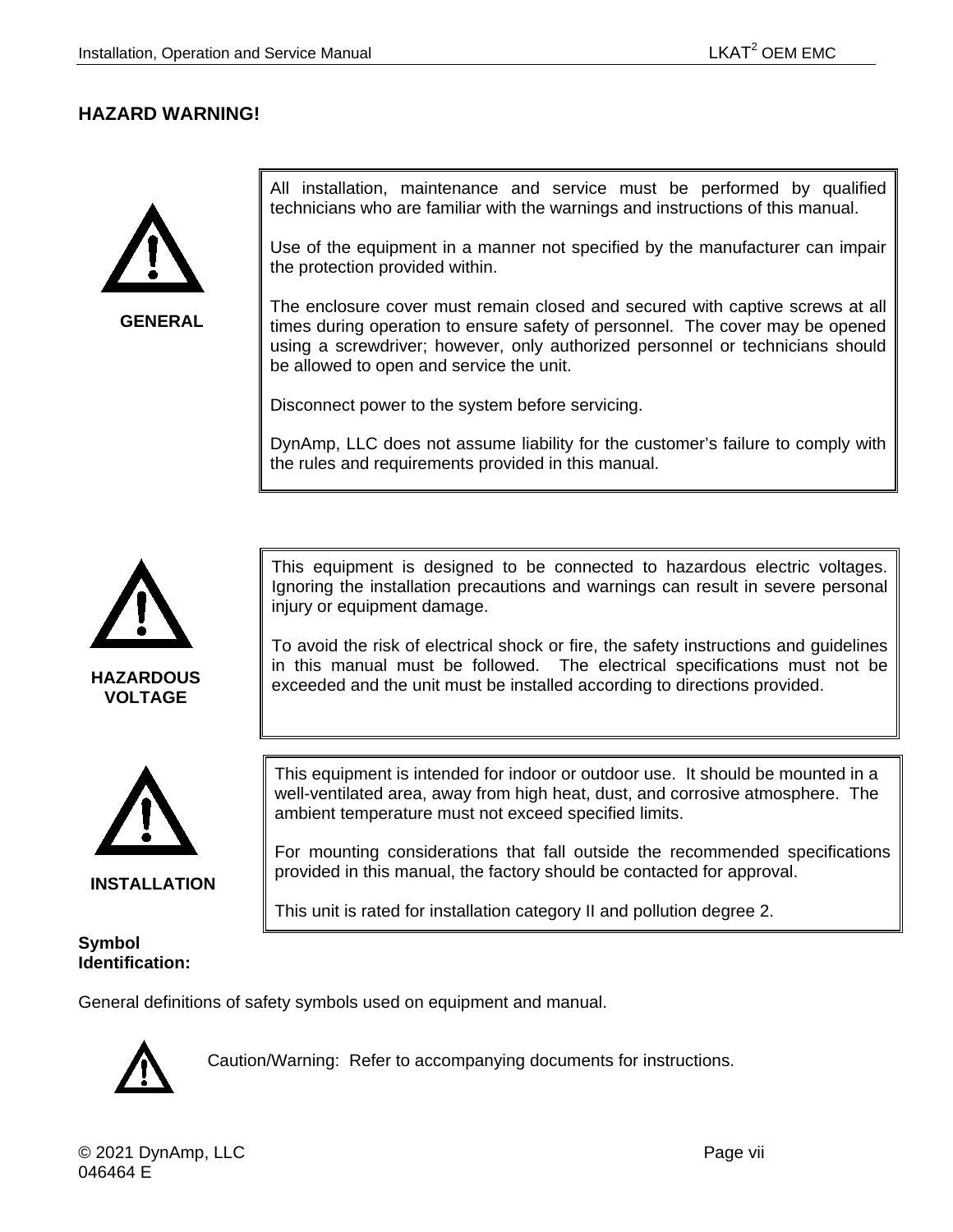## HAZARD WARNING!

**GENERAL**

All installation, maintenance and service must be performed by qualified technicians who are familiar with the warnings and instructions of this manual.

Use of the equipment in a manner not specified by the manufacturer can impair the protection provided within.

The enclosure cover must remain closed and secured with captive screws at all times during operation to ensure safety of personnel. The cover may be opened using a screwdriver; however, only authorized personnel or technicians should be allowed to open and service the unit.

Disconnect power to the system before servicing.

DynAmp, LLC does not assume liability for the customer's failure to comply with the rules and requirements provided in this manual.

**HAZARDOUS VOLTAGE**

This equipment is designed to be connected to hazardous electric voltages. Ignoring the installation precautions and warnings can result in severe personal injury or equipment damage.

To avoid the risk of electrical shock or fire, the safety instructions and guidelines in this manual must be followed. The electrical specifications must not be exceeded and the unit must be installed according to directions provided.

**INSTALLATION**

This equipment is intended for indoor or outdoor use. It should be mounted in a well-ventilated area, away from high heat, dust, and corrosive atmosphere. The ambient temperature must not exceed specified limits.

For mounting considerations that fall outside the recommended specifications provided in this manual, the factory should be contacted for approval.

This unit is rated for installation category II and pollution degree 2.

**Symbol Identification:**

General definitions of safety symbols used on equipment and manual.

Caution/Warning: Refer to accompanying documents for instructions.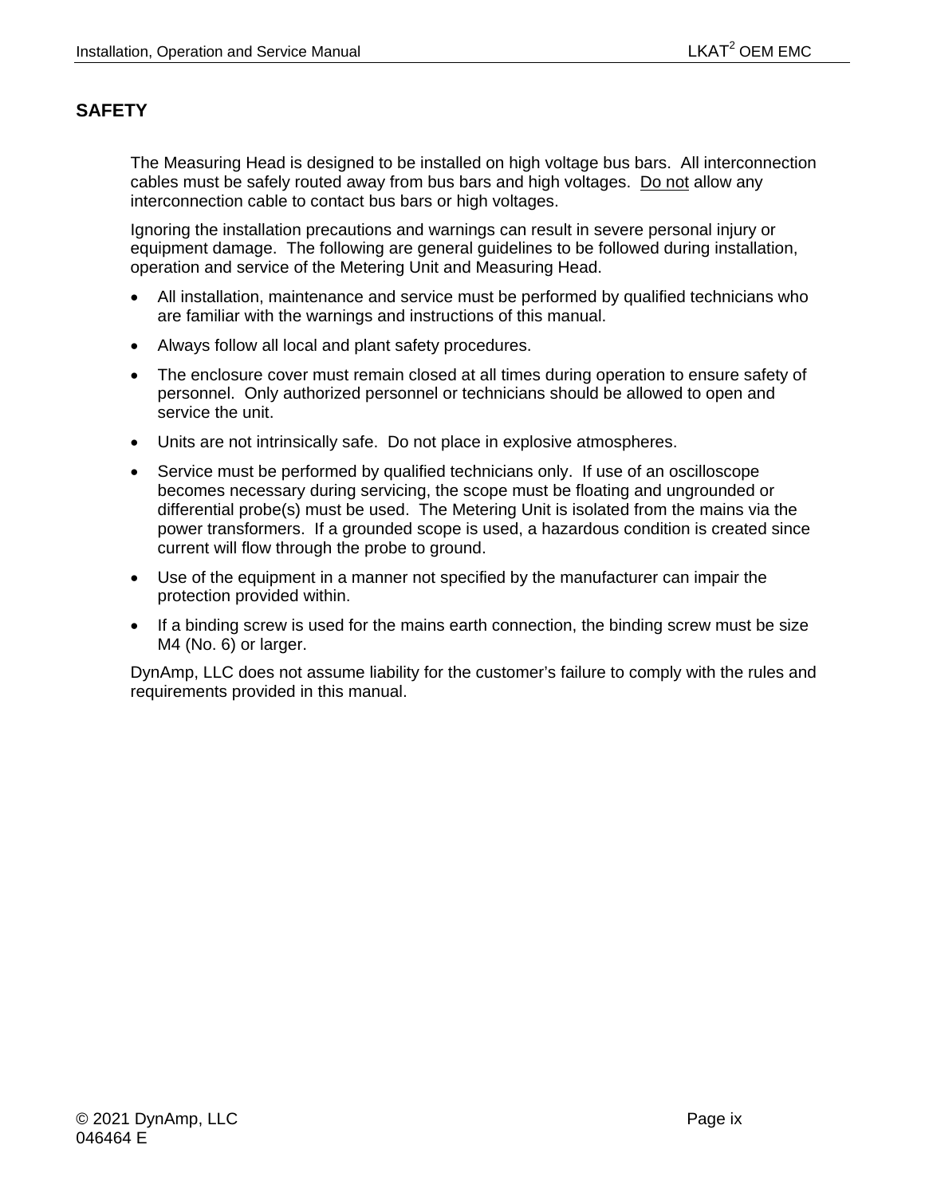# SAFETY

The Measuring Head is designed to be installed on high voltage bus bars. All interconnection cables must be safely routed away from bus bars and high voltages. <u>Do not</u> allow any interconnection cable to contact bus bars or high voltages.

Ignoring the installation precautions and warnings can result in severe personal injury or equipment damage. The following are general guidelines to be followed during installation, operation and service of the Metering Unit and Measuring Head.

- All installation, maintenance and service must be performed by qualified technicians who are familiar with the warnings and instructions of this manual.
- Always follow all local and plant safety procedures.
- The enclosure cover must remain closed at all times during operation to ensure safety of personnel. Only authorized personnel or technicians should be allowed to open and service the unit.
- Units are not intrinsically safe. Do not place in explosive atmospheres.
- Service must be performed by qualified technicians only. If use of an oscilloscope becomes necessary during servicing, the scope must be floating and ungrounded or differential probe(s) must be used. The Metering Unit is isolated from the mains via the power transformers. If a grounded scope is used, a hazardous condition is created since current will flow through the probe to ground.
- Use of the equipment in a manner not specified by the manufacturer can impair the protection provided within.
- If a binding screw is used for the mains earth connection, the binding screw must be size M4 (No. 6) or larger.

DynAmp, LLC does not assume liability for the customer's failure to comply with the rules and requirements provided in this manual.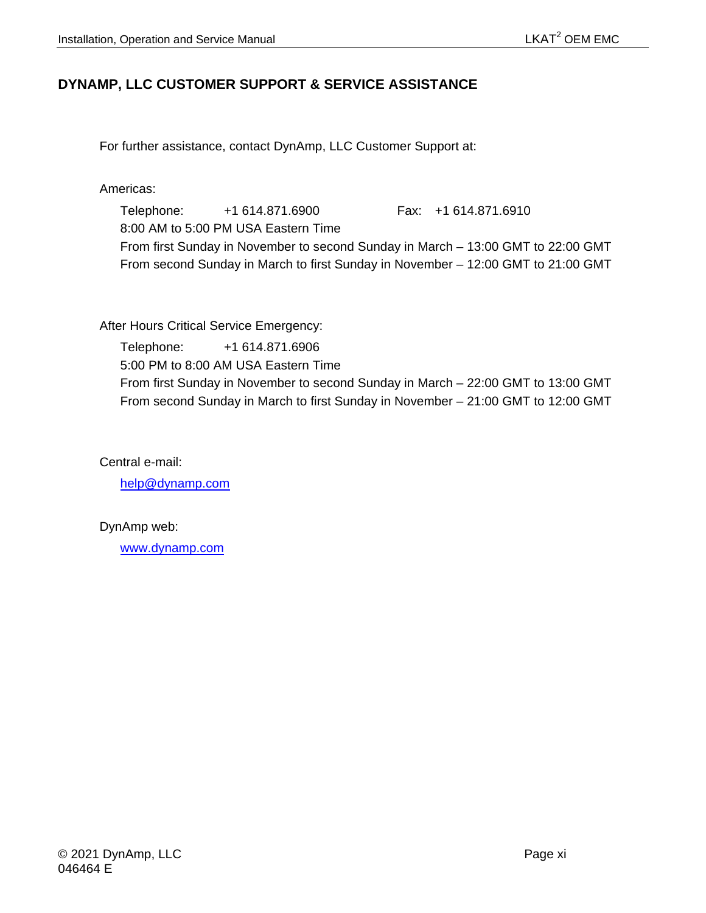## DYNAMP, LLC CUSTOMER SUPPORT & SERVICE ASSISTANCE

For further assistance, contact DynAmp, LLC Customer Support at:

Americas:

Telephone: +1 614.871.6900 Fax: +1 614.871.6910
8:00 AM to 5:00 PM USA Eastern Time
From first Sunday in November to second Sunday in March – 13:00 GMT to 22:00 GMT
From second Sunday in March to first Sunday in November – 12:00 GMT to 21:00 GMT

After Hours Critical Service Emergency:

Telephone: +1 614.871.6906
5:00 PM to 8:00 AM USA Eastern Time
From first Sunday in November to second Sunday in March – 22:00 GMT to 13:00 GMT
From second Sunday in March to first Sunday in November – 21:00 GMT to 12:00 GMT

Central e-mail:

help@dynamp.com

DynAmp web:

www.dynamp.com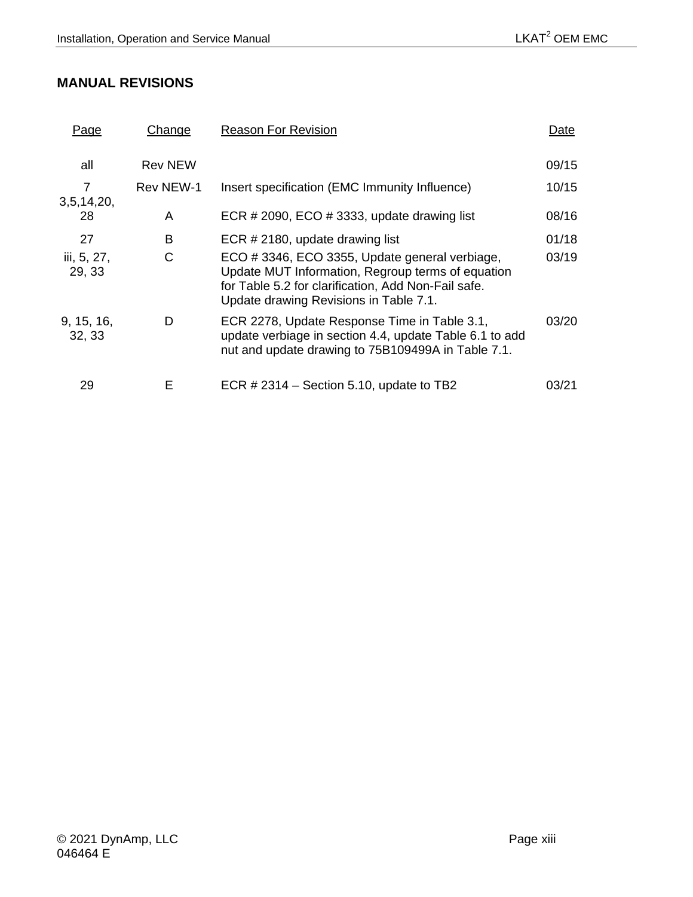## MANUAL REVISIONS

| Page | Change | Reason For Revision | Date |
|---|---|---|---|
| all | Rev NEW | | 09/15 |
| 7 | Rev NEW-1 | Insert specification (EMC Immunity Influence) | 10/15 |
| 3,5,14,20, 28 | A | ECR # 2090, ECO # 3333, update drawing list | 08/16 |
| 27 | B | ECR # 2180, update drawing list | 01/18 |
| iii, 5, 27, 29, 33 | C | ECO # 3346, ECO 3355, Update general verbiage, Update MUT Information, Regroup terms of equation for Table 5.2 for clarification, Add Non-Fail safe. Update drawing Revisions in Table 7.1. | 03/19 |
| 9, 15, 16, 32, 33 | D | ECR 2278, Update Response Time in Table 3.1, update verbiage in section 4.4, update Table 6.1 to add nut and update drawing to 75B109499A in Table 7.1. | 03/20 |
| 29 | E | ECR # 2314 – Section 5.10, update to TB2 | 03/21 |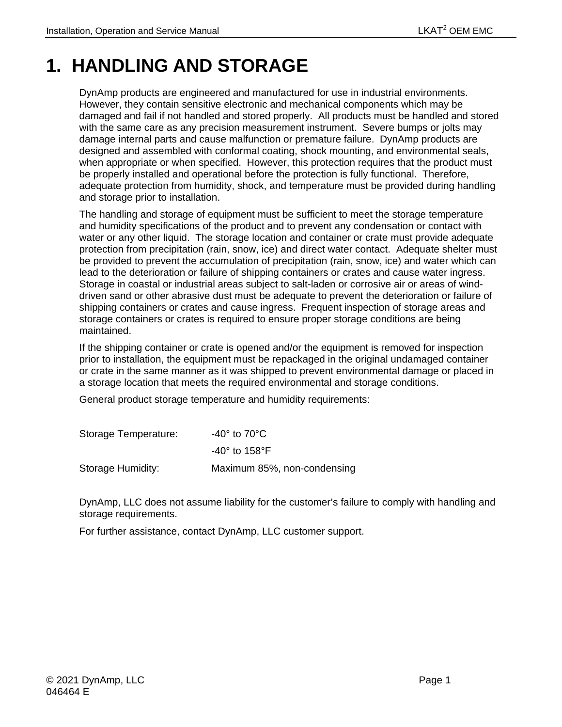# 1. HANDLING AND STORAGE

DynAmp products are engineered and manufactured for use in industrial environments. However, they contain sensitive electronic and mechanical components which may be damaged and fail if not handled and stored properly. All products must be handled and stored with the same care as any precision measurement instrument. Severe bumps or jolts may damage internal parts and cause malfunction or premature failure. DynAmp products are designed and assembled with conformal coating, shock mounting, and environmental seals, when appropriate or when specified. However, this protection requires that the product must be properly installed and operational before the protection is fully functional. Therefore, adequate protection from humidity, shock, and temperature must be provided during handling and storage prior to installation.

The handling and storage of equipment must be sufficient to meet the storage temperature and humidity specifications of the product and to prevent any condensation or contact with water or any other liquid. The storage location and container or crate must provide adequate protection from precipitation (rain, snow, ice) and direct water contact. Adequate shelter must be provided to prevent the accumulation of precipitation (rain, snow, ice) and water which can lead to the deterioration or failure of shipping containers or crates and cause water ingress. Storage in coastal or industrial areas subject to salt-laden or corrosive air or areas of wind-driven sand or other abrasive dust must be adequate to prevent the deterioration or failure of shipping containers or crates and cause ingress. Frequent inspection of storage areas and storage containers or crates is required to ensure proper storage conditions are being maintained.

If the shipping container or crate is opened and/or the equipment is removed for inspection prior to installation, the equipment must be repackaged in the original undamaged container or crate in the same manner as it was shipped to prevent environmental damage or placed in a storage location that meets the required environmental and storage conditions.

General product storage temperature and humidity requirements:

| | |
|---|---|
| Storage Temperature: | -40° to 70°C |
| | -40° to 158°F |
| Storage Humidity: | Maximum 85%, non-condensing |

DynAmp, LLC does not assume liability for the customer's failure to comply with handling and storage requirements.

For further assistance, contact DynAmp, LLC customer support.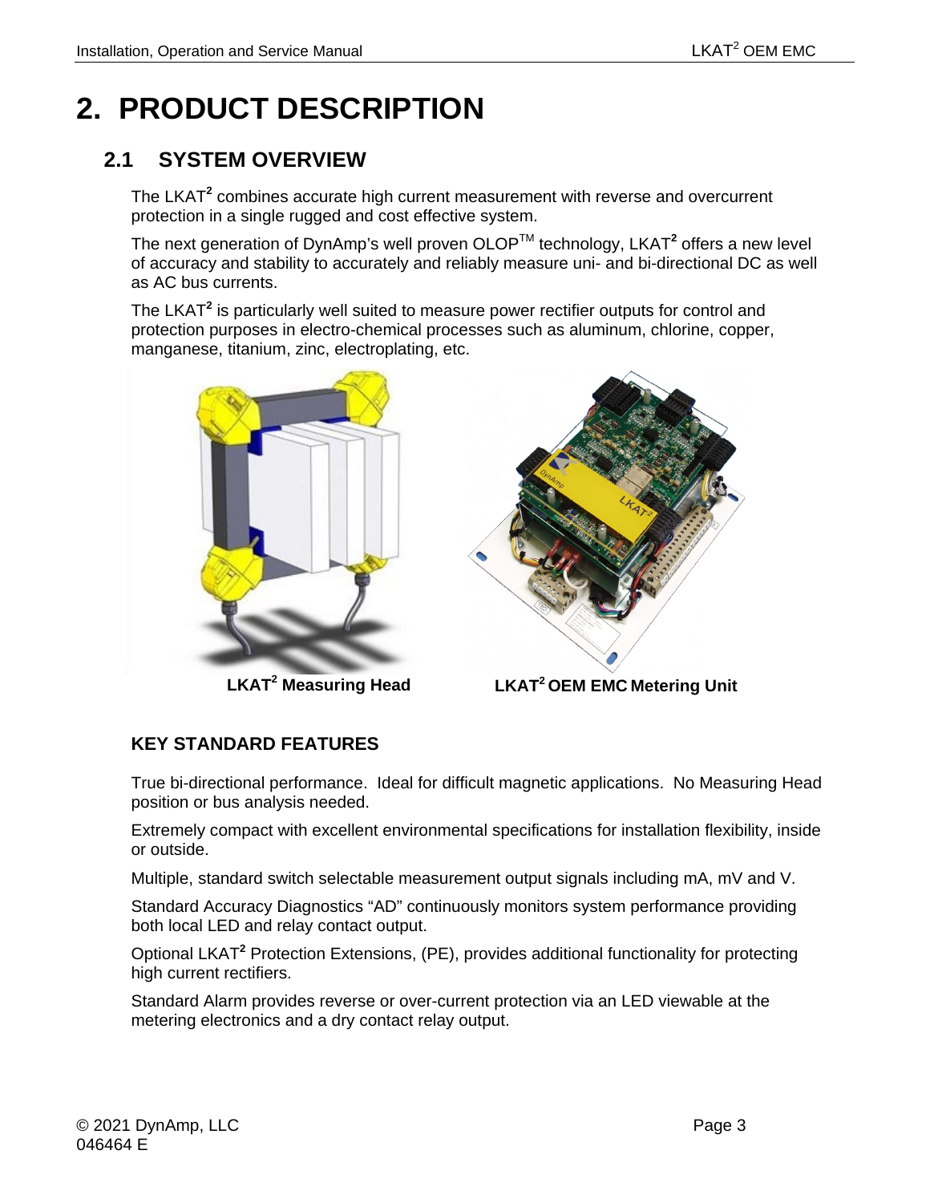# 2. PRODUCT DESCRIPTION

## 2.1 SYSTEM OVERVIEW

The LKAT$^2$ combines accurate high current measurement with reverse and overcurrent protection in a single rugged and cost effective system.

The next generation of DynAmp's well proven OLOP™ technology, LKAT$^2$ offers a new level of accuracy and stability to accurately and reliably measure uni- and bi-directional DC as well as AC bus currents.

The LKAT$^2$ is particularly well suited to measure power rectifier outputs for control and protection purposes in electro-chemical processes such as aluminum, chlorine, copper, manganese, titanium, zinc, electroplating, etc.

**LKAT$^2$ Measuring Head** **LKAT$^2$ OEM EMC Metering Unit**

### KEY STANDARD FEATURES

True bi-directional performance. Ideal for difficult magnetic applications. No Measuring Head position or bus analysis needed.

Extremely compact with excellent environmental specifications for installation flexibility, inside or outside.

Multiple, standard switch selectable measurement output signals including mA, mV and V.

Standard Accuracy Diagnostics "AD" continuously monitors system performance providing both local LED and relay contact output.

Optional LKAT$^2$ Protection Extensions, (PE), provides additional functionality for protecting high current rectifiers.

Standard Alarm provides reverse or over-current protection via an LED viewable at the metering electronics and a dry contact relay output.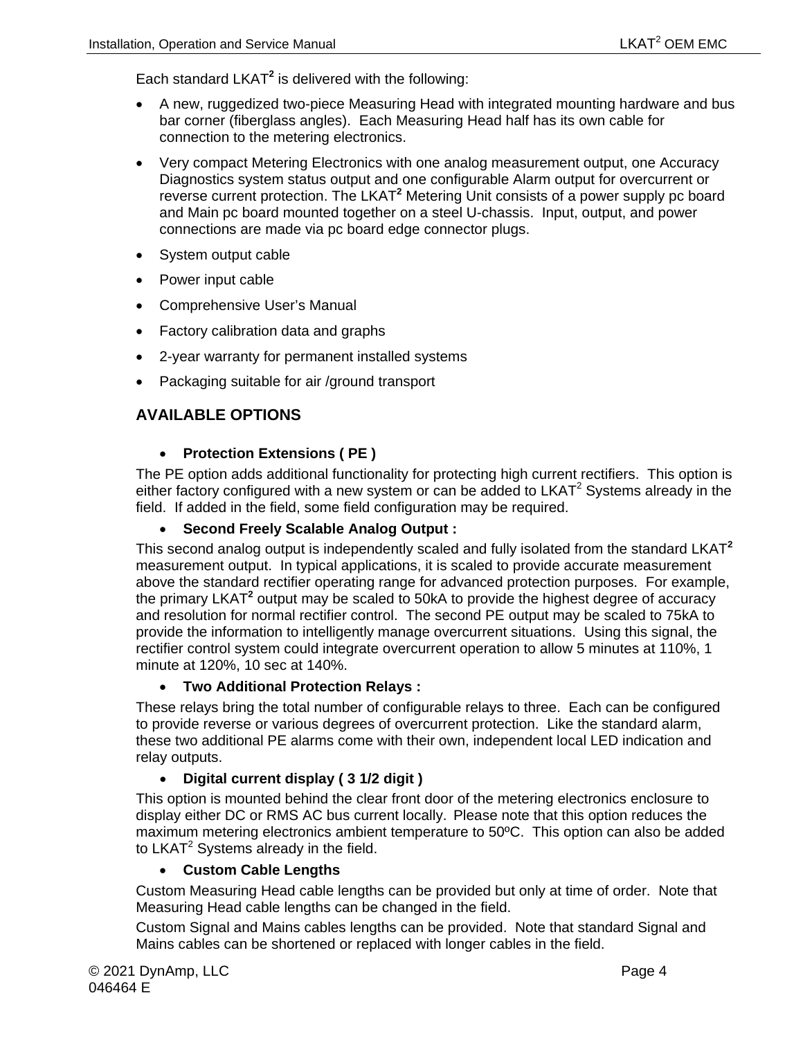Each standard LKAT$^2$ is delivered with the following:

- A new, ruggedized two-piece Measuring Head with integrated mounting hardware and bus bar corner (fiberglass angles). Each Measuring Head half has its own cable for connection to the metering electronics.
- Very compact Metering Electronics with one analog measurement output, one Accuracy Diagnostics system status output and one configurable Alarm output for overcurrent or reverse current protection. The LKAT$^2$ Metering Unit consists of a power supply pc board and Main pc board mounted together on a steel U-chassis. Input, output, and power connections are made via pc board edge connector plugs.
- System output cable
- Power input cable
- Comprehensive User's Manual
- Factory calibration data and graphs
- 2-year warranty for permanent installed systems
- Packaging suitable for air /ground transport

## AVAILABLE OPTIONS

- **Protection Extensions ( PE )**

The PE option adds additional functionality for protecting high current rectifiers. This option is either factory configured with a new system or can be added to LKAT$^2$ Systems already in the field. If added in the field, some field configuration may be required.

- **Second Freely Scalable Analog Output :**

This second analog output is independently scaled and fully isolated from the standard LKAT$^2$ measurement output. In typical applications, it is scaled to provide accurate measurement above the standard rectifier operating range for advanced protection purposes. For example, the primary LKAT$^2$ output may be scaled to 50kA to provide the highest degree of accuracy and resolution for normal rectifier control. The second PE output may be scaled to 75kA to provide the information to intelligently manage overcurrent situations. Using this signal, the rectifier control system could integrate overcurrent operation to allow 5 minutes at 110%, 1 minute at 120%, 10 sec at 140%.

- **Two Additional Protection Relays :**

These relays bring the total number of configurable relays to three. Each can be configured to provide reverse or various degrees of overcurrent protection. Like the standard alarm, these two additional PE alarms come with their own, independent local LED indication and relay outputs.

- **Digital current display ( 3 1/2 digit )**

This option is mounted behind the clear front door of the metering electronics enclosure to display either DC or RMS AC bus current locally. Please note that this option reduces the maximum metering electronics ambient temperature to 50ºC. This option can also be added to LKAT$^2$ Systems already in the field.

- **Custom Cable Lengths**

Custom Measuring Head cable lengths can be provided but only at time of order. Note that Measuring Head cable lengths can be changed in the field.

Custom Signal and Mains cables lengths can be provided. Note that standard Signal and Mains cables can be shortened or replaced with longer cables in the field.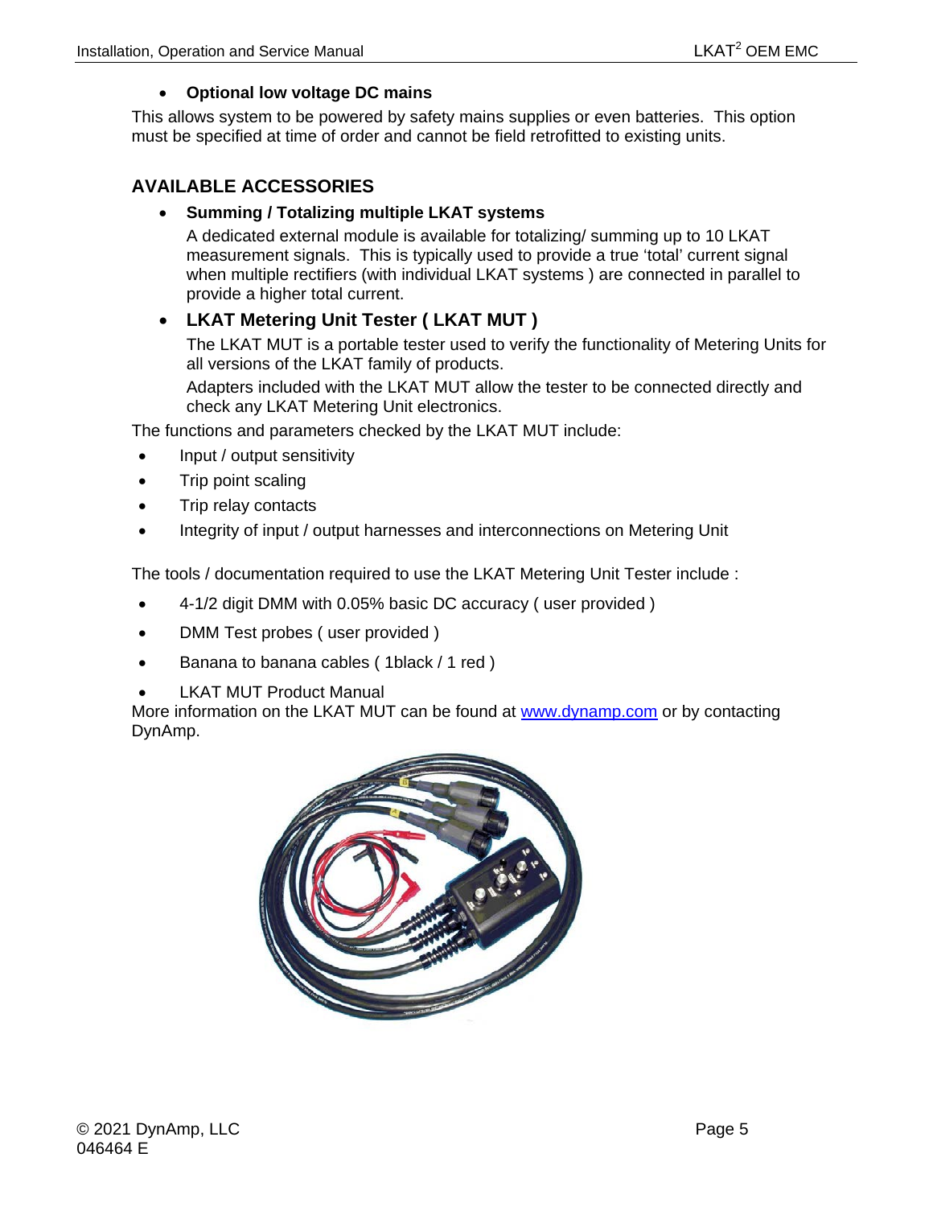- **Optional low voltage DC mains**

This allows system to be powered by safety mains supplies or even batteries. This option must be specified at time of order and cannot be field retrofitted to existing units.

## AVAILABLE ACCESSORIES

- **Summing / Totalizing multiple LKAT systems**

  A dedicated external module is available for totalizing/ summing up to 10 LKAT measurement signals. This is typically used to provide a true 'total' current signal when multiple rectifiers (with individual LKAT systems ) are connected in parallel to provide a higher total current.

- **LKAT Metering Unit Tester ( LKAT MUT )**

  The LKAT MUT is a portable tester used to verify the functionality of Metering Units for all versions of the LKAT family of products.

  Adapters included with the LKAT MUT allow the tester to be connected directly and check any LKAT Metering Unit electronics.

The functions and parameters checked by the LKAT MUT include:

- Input / output sensitivity
- Trip point scaling
- Trip relay contacts
- Integrity of input / output harnesses and interconnections on Metering Unit

The tools / documentation required to use the LKAT Metering Unit Tester include :

- 4-1/2 digit DMM with 0.05% basic DC accuracy ( user provided )
- DMM Test probes ( user provided )
- Banana to banana cables ( 1black / 1 red )
- LKAT MUT Product Manual

More information on the LKAT MUT can be found at www.dynamp.com or by contacting DynAmp.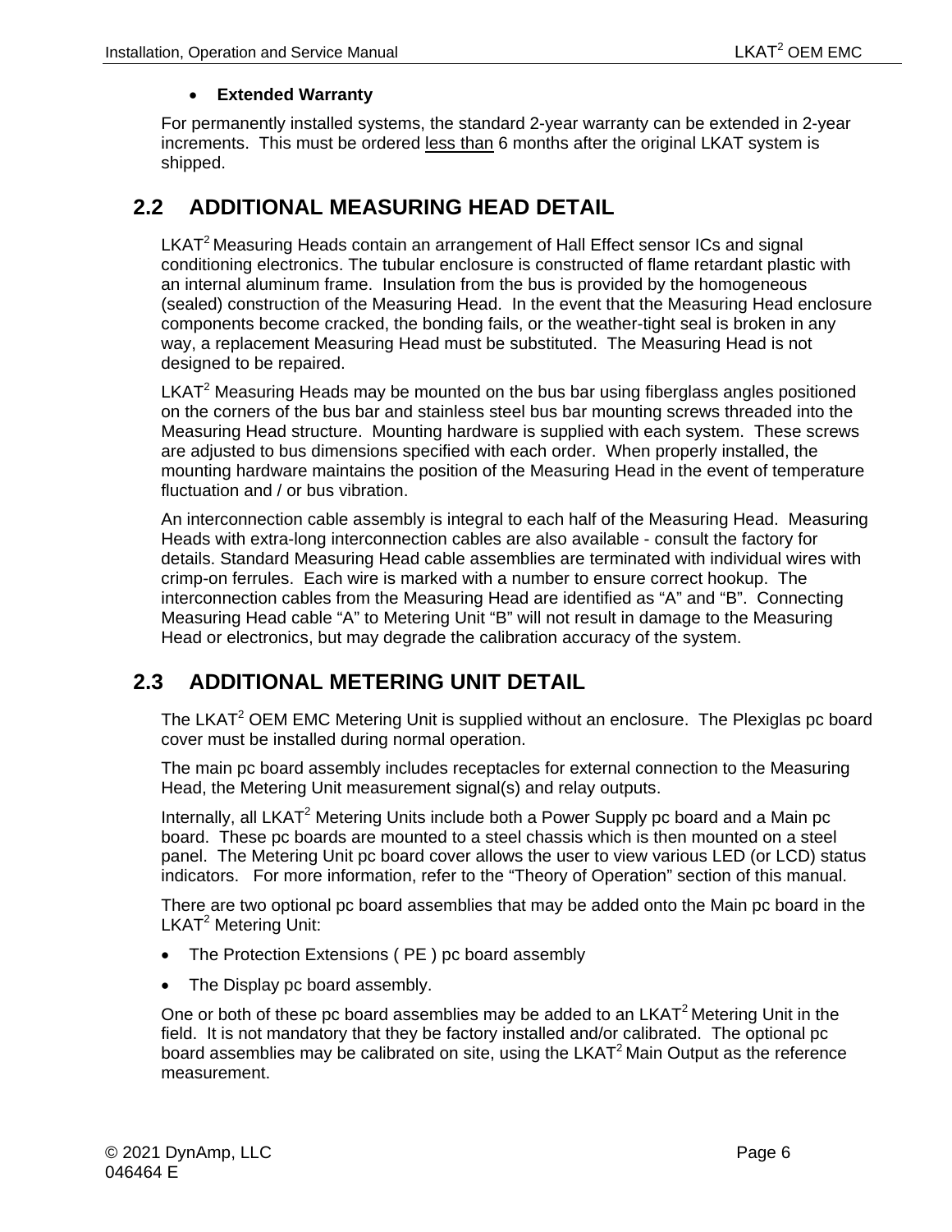- **Extended Warranty**

For permanently installed systems, the standard 2-year warranty can be extended in 2-year increments. This must be ordered less than 6 months after the original LKAT system is shipped.

## 2.2 ADDITIONAL MEASURING HEAD DETAIL

LKAT² Measuring Heads contain an arrangement of Hall Effect sensor ICs and signal conditioning electronics. The tubular enclosure is constructed of flame retardant plastic with an internal aluminum frame. Insulation from the bus is provided by the homogeneous (sealed) construction of the Measuring Head. In the event that the Measuring Head enclosure components become cracked, the bonding fails, or the weather-tight seal is broken in any way, a replacement Measuring Head must be substituted. The Measuring Head is not designed to be repaired.

LKAT² Measuring Heads may be mounted on the bus bar using fiberglass angles positioned on the corners of the bus bar and stainless steel bus bar mounting screws threaded into the Measuring Head structure. Mounting hardware is supplied with each system. These screws are adjusted to bus dimensions specified with each order. When properly installed, the mounting hardware maintains the position of the Measuring Head in the event of temperature fluctuation and / or bus vibration.

An interconnection cable assembly is integral to each half of the Measuring Head. Measuring Heads with extra-long interconnection cables are also available - consult the factory for details. Standard Measuring Head cable assemblies are terminated with individual wires with crimp-on ferrules. Each wire is marked with a number to ensure correct hookup. The interconnection cables from the Measuring Head are identified as "A" and "B". Connecting Measuring Head cable "A" to Metering Unit "B" will not result in damage to the Measuring Head or electronics, but may degrade the calibration accuracy of the system.

## 2.3 ADDITIONAL METERING UNIT DETAIL

The LKAT² OEM EMC Metering Unit is supplied without an enclosure. The Plexiglas pc board cover must be installed during normal operation.

The main pc board assembly includes receptacles for external connection to the Measuring Head, the Metering Unit measurement signal(s) and relay outputs.

Internally, all LKAT² Metering Units include both a Power Supply pc board and a Main pc board. These pc boards are mounted to a steel chassis which is then mounted on a steel panel. The Metering Unit pc board cover allows the user to view various LED (or LCD) status indicators. For more information, refer to the "Theory of Operation" section of this manual.

There are two optional pc board assemblies that may be added onto the Main pc board in the LKAT² Metering Unit:

- The Protection Extensions ( PE ) pc board assembly
- The Display pc board assembly.

One or both of these pc board assemblies may be added to an LKAT² Metering Unit in the field. It is not mandatory that they be factory installed and/or calibrated. The optional pc board assemblies may be calibrated on site, using the LKAT² Main Output as the reference measurement.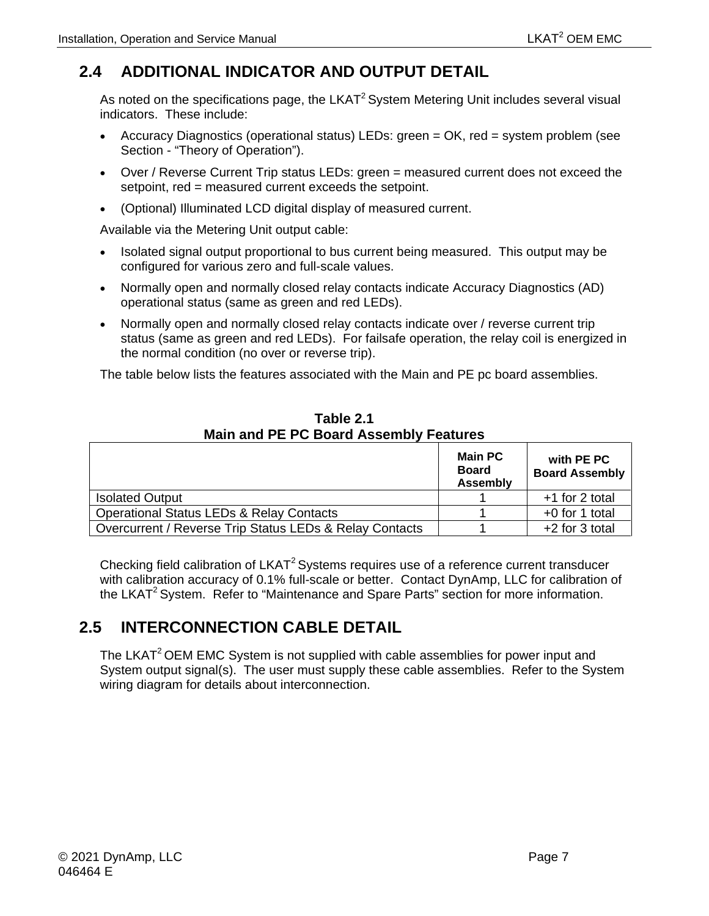## 2.4 ADDITIONAL INDICATOR AND OUTPUT DETAIL

As noted on the specifications page, the LKAT$^2$ System Metering Unit includes several visual indicators. These include:

- Accuracy Diagnostics (operational status) LEDs: green = OK, red = system problem (see Section - "Theory of Operation").
- Over / Reverse Current Trip status LEDs: green = measured current does not exceed the setpoint, red = measured current exceeds the setpoint.
- (Optional) Illuminated LCD digital display of measured current.

Available via the Metering Unit output cable:

- Isolated signal output proportional to bus current being measured. This output may be configured for various zero and full-scale values.
- Normally open and normally closed relay contacts indicate Accuracy Diagnostics (AD) operational status (same as green and red LEDs).
- Normally open and normally closed relay contacts indicate over / reverse current trip status (same as green and red LEDs). For failsafe operation, the relay coil is energized in the normal condition (no over or reverse trip).

The table below lists the features associated with the Main and PE pc board assemblies.

**Table 2.1**
**Main and PE PC Board Assembly Features**

| | Main PC Board Assembly | with PE PC Board Assembly |
|---|---|---|
| Isolated Output | 1 | +1 for 2 total |
| Operational Status LEDs & Relay Contacts | 1 | +0 for 1 total |
| Overcurrent / Reverse Trip Status LEDs & Relay Contacts | 1 | +2 for 3 total |

Checking field calibration of LKAT$^2$ Systems requires use of a reference current transducer with calibration accuracy of 0.1% full-scale or better. Contact DynAmp, LLC for calibration of the LKAT$^2$ System. Refer to "Maintenance and Spare Parts" section for more information.

## 2.5 INTERCONNECTION CABLE DETAIL

The LKAT$^2$ OEM EMC System is not supplied with cable assemblies for power input and System output signal(s). The user must supply these cable assemblies. Refer to the System wiring diagram for details about interconnection.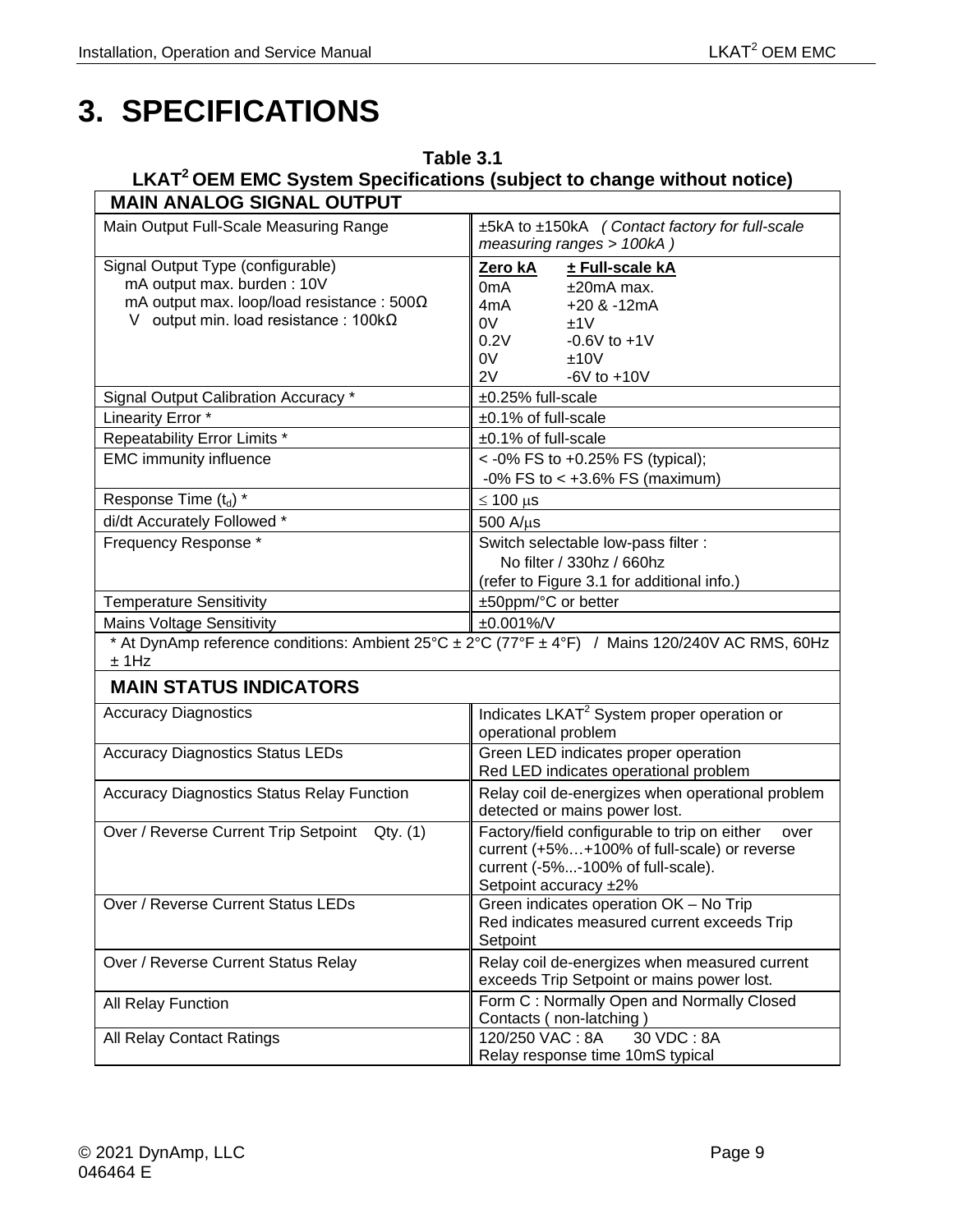# 3. SPECIFICATIONS

**Table 3.1**
**LKAT² OEM EMC System Specifications (subject to change without notice)**

| **MAIN ANALOG SIGNAL OUTPUT** | |
|---|---|
| Main Output Full-Scale Measuring Range | ±5kA to ±150kA *( Contact factory for full-scale measuring ranges > 100kA )* |
| Signal Output Type (configurable)<br>mA output max. burden : 10V<br>mA output max. loop/load resistance : 500Ω<br>V output min. load resistance : 100kΩ | **Zero kA** / **± Full-scale kA**<br>0mA / ±20mA max.<br>4mA / +20 & -12mA<br>0V / ±1V<br>0.2V / -0.6V to +1V<br>0V / ±10V<br>2V / -6V to +10V |
| Signal Output Calibration Accuracy * | ±0.25% full-scale |
| Linearity Error * | ±0.1% of full-scale |
| Repeatability Error Limits * | ±0.1% of full-scale |
| EMC immunity influence | < -0% FS to +0.25% FS (typical);<br>-0% FS to < +3.6% FS (maximum) |
| Response Time ($t_d$) * | ≤ 100 μs |
| di/dt Accurately Followed * | 500 A/μs |
| Frequency Response * | Switch selectable low-pass filter :<br>No filter / 330hz / 660hz<br>(refer to Figure 3.1 for additional info.) |
| Temperature Sensitivity | ±50ppm/°C or better |
| Mains Voltage Sensitivity | ±0.001%/V |
| * At DynAmp reference conditions: Ambient 25°C ± 2°C (77°F ± 4°F) / Mains 120/240V AC RMS, 60Hz ± 1Hz | |
| **MAIN STATUS INDICATORS** | |
| Accuracy Diagnostics | Indicates LKAT² System proper operation or operational problem |
| Accuracy Diagnostics Status LEDs | Green LED indicates proper operation<br>Red LED indicates operational problem |
| Accuracy Diagnostics Status Relay Function | Relay coil de-energizes when operational problem detected or mains power lost. |
| Over / Reverse Current Trip Setpoint Qty. (1) | Factory/field configurable to trip on either over current (+5%…+100% of full-scale) or reverse current (-5%...-100% of full-scale).<br>Setpoint accuracy ±2% |
| Over / Reverse Current Status LEDs | Green indicates operation OK – No Trip<br>Red indicates measured current exceeds Trip Setpoint |
| Over / Reverse Current Status Relay | Relay coil de-energizes when measured current exceeds Trip Setpoint or mains power lost. |
| All Relay Function | Form C : Normally Open and Normally Closed Contacts ( non-latching ) |
| All Relay Contact Ratings | 120/250 VAC : 8A 30 VDC : 8A<br>Relay response time 10mS typical |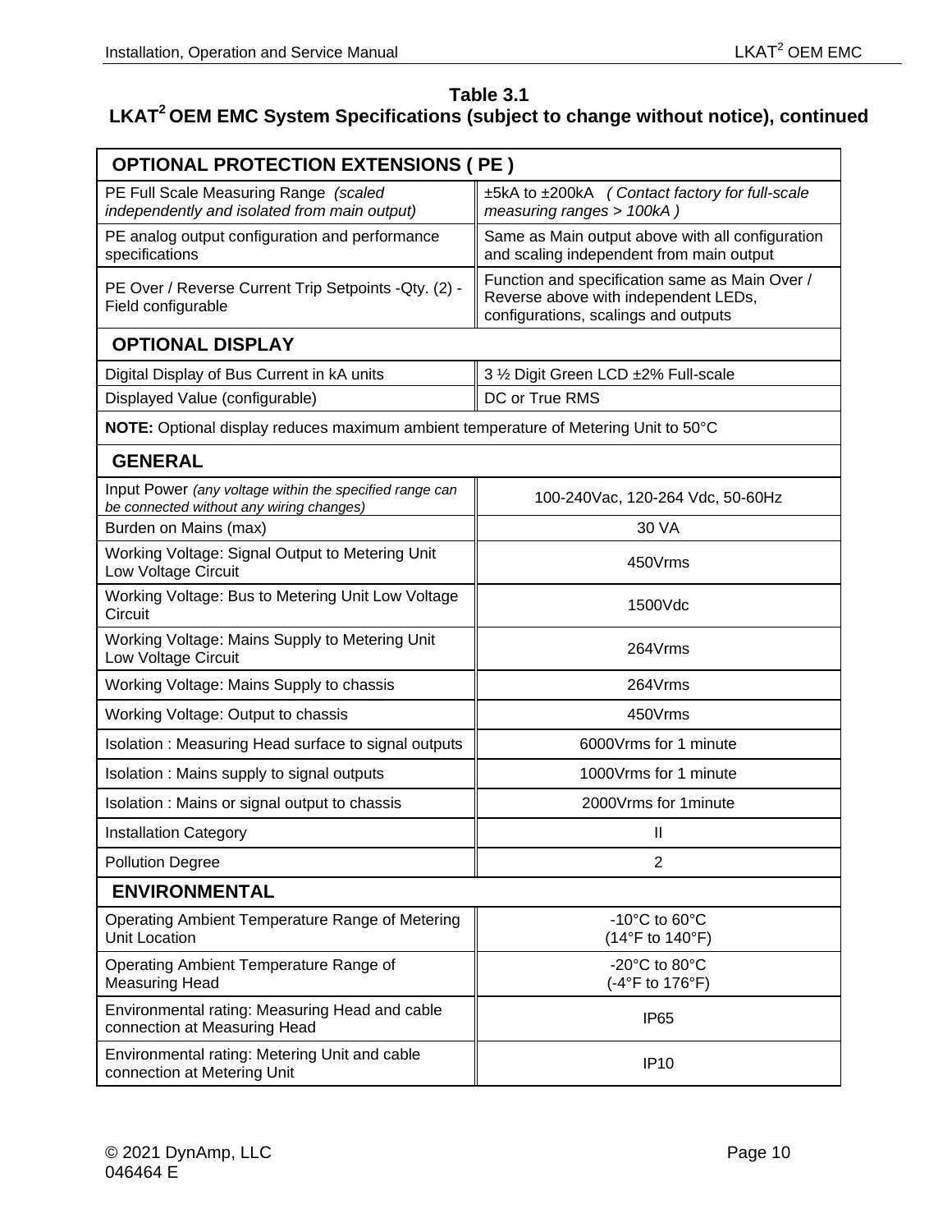**Table 3.1**
**LKAT² OEM EMC System Specifications (subject to change without notice), continued**

| OPTIONAL PROTECTION EXTENSIONS ( PE ) | |
|---|---|
| PE Full Scale Measuring Range *(scaled independently and isolated from main output)* | ±5kA to ±200kA *( Contact factory for full-scale measuring ranges > 100kA )* |
| PE analog output configuration and performance specifications | Same as Main output above with all configuration and scaling independent from main output |
| PE Over / Reverse Current Trip Setpoints -Qty. (2) - Field configurable | Function and specification same as Main Over / Reverse above with independent LEDs, configurations, scalings and outputs |
| **OPTIONAL DISPLAY** | |
| Digital Display of Bus Current in kA units | 3 ½ Digit Green LCD ±2% Full-scale |
| Displayed Value (configurable) | DC or True RMS |
| **NOTE:** Optional display reduces maximum ambient temperature of Metering Unit to 50°C | |
| **GENERAL** | |
| Input Power *(any voltage within the specified range can be connected without any wiring changes)* | 100-240Vac, 120-264 Vdc, 50-60Hz |
| Burden on Mains (max) | 30 VA |
| Working Voltage: Signal Output to Metering Unit Low Voltage Circuit | 450Vrms |
| Working Voltage: Bus to Metering Unit Low Voltage Circuit | 1500Vdc |
| Working Voltage: Mains Supply to Metering Unit Low Voltage Circuit | 264Vrms |
| Working Voltage: Mains Supply to chassis | 264Vrms |
| Working Voltage: Output to chassis | 450Vrms |
| Isolation : Measuring Head surface to signal outputs | 6000Vrms for 1 minute |
| Isolation : Mains supply to signal outputs | 1000Vrms for 1 minute |
| Isolation : Mains or signal output to chassis | 2000Vrms for 1minute |
| Installation Category | II |
| Pollution Degree | 2 |
| **ENVIRONMENTAL** | |
| Operating Ambient Temperature Range of Metering Unit Location | -10°C to 60°C (14°F to 140°F) |
| Operating Ambient Temperature Range of Measuring Head | -20°C to 80°C (-4°F to 176°F) |
| Environmental rating: Measuring Head and cable connection at Measuring Head | IP65 |
| Environmental rating: Metering Unit and cable connection at Metering Unit | IP10 |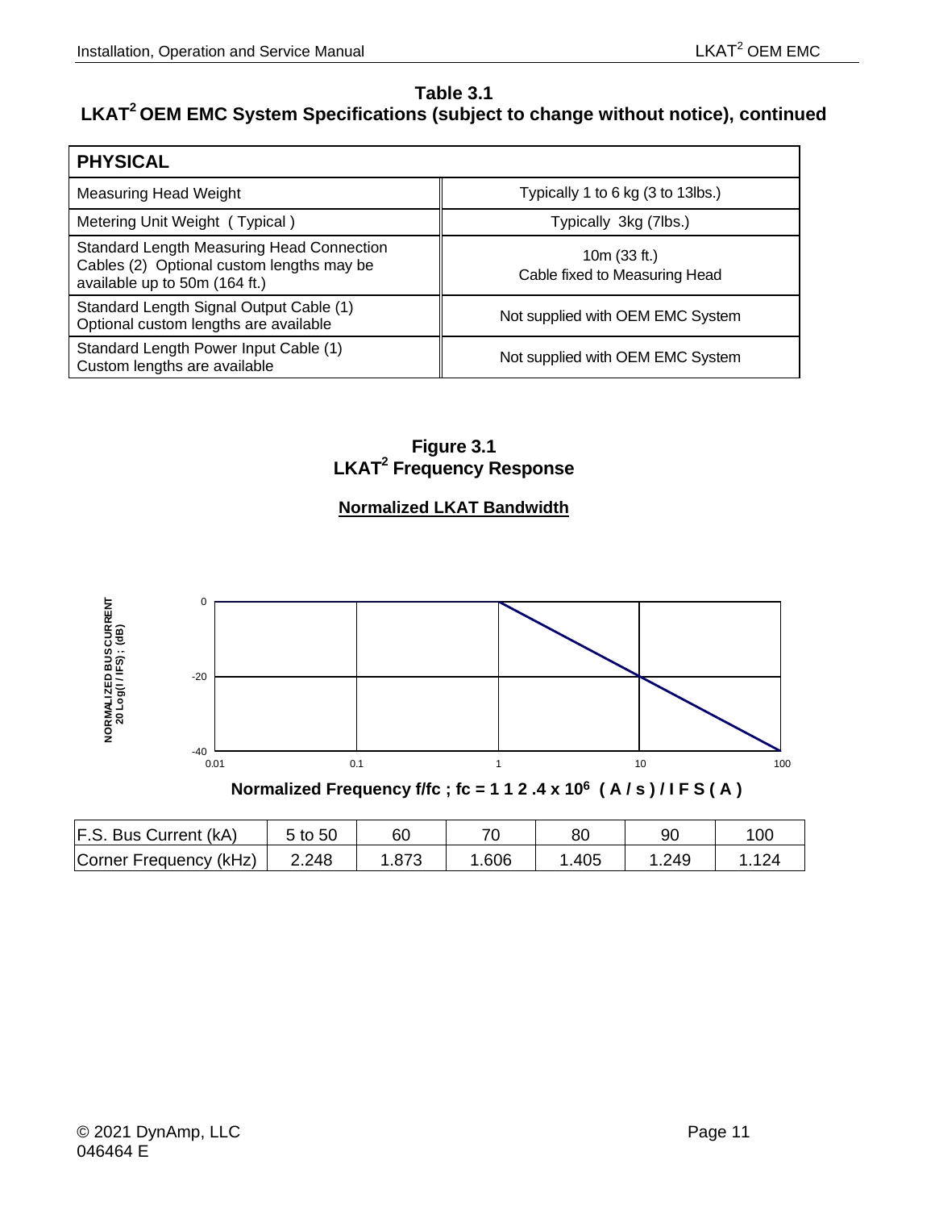**Table 3.1**
**LKAT[2] OEM EMC System Specifications (subject to change without notice), continued**

| PHYSICAL | |
|---|---|
| Measuring Head Weight | Typically 1 to 6 kg (3 to 13lbs.) |
| Metering Unit Weight ( Typical ) | Typically 3kg (7lbs.) |
| Standard Length Measuring Head Connection Cables (2) Optional custom lengths may be available up to 50m (164 ft.) | 10m (33 ft.) Cable fixed to Measuring Head |
| Standard Length Signal Output Cable (1) Optional custom lengths are available | Not supplied with OEM EMC System |
| Standard Length Power Input Cable (1) Custom lengths are available | Not supplied with OEM EMC System |

**Figure 3.1**
**LKAT[2] Frequency Response**

**Normalized LKAT Bandwidth**

NORMALIZED BUS CURRENT 20 Log(I / IFS) ; (dB)

0

-20

-40

0.01 0.1 1 10 100

**Normalized Frequency f/fc ; fc = 1 1 2 .4 x $10^6$ ( A / s ) / I F S ( A )**

| F.S. Bus Current (kA) | 5 to 50 | 60 | 70 | 80 | 90 | 100 |
|---|---|---|---|---|---|---|
| Corner Frequency (kHz) | 2.248 | 1.873 | 1.606 | 1.405 | 1.249 | 1.124 |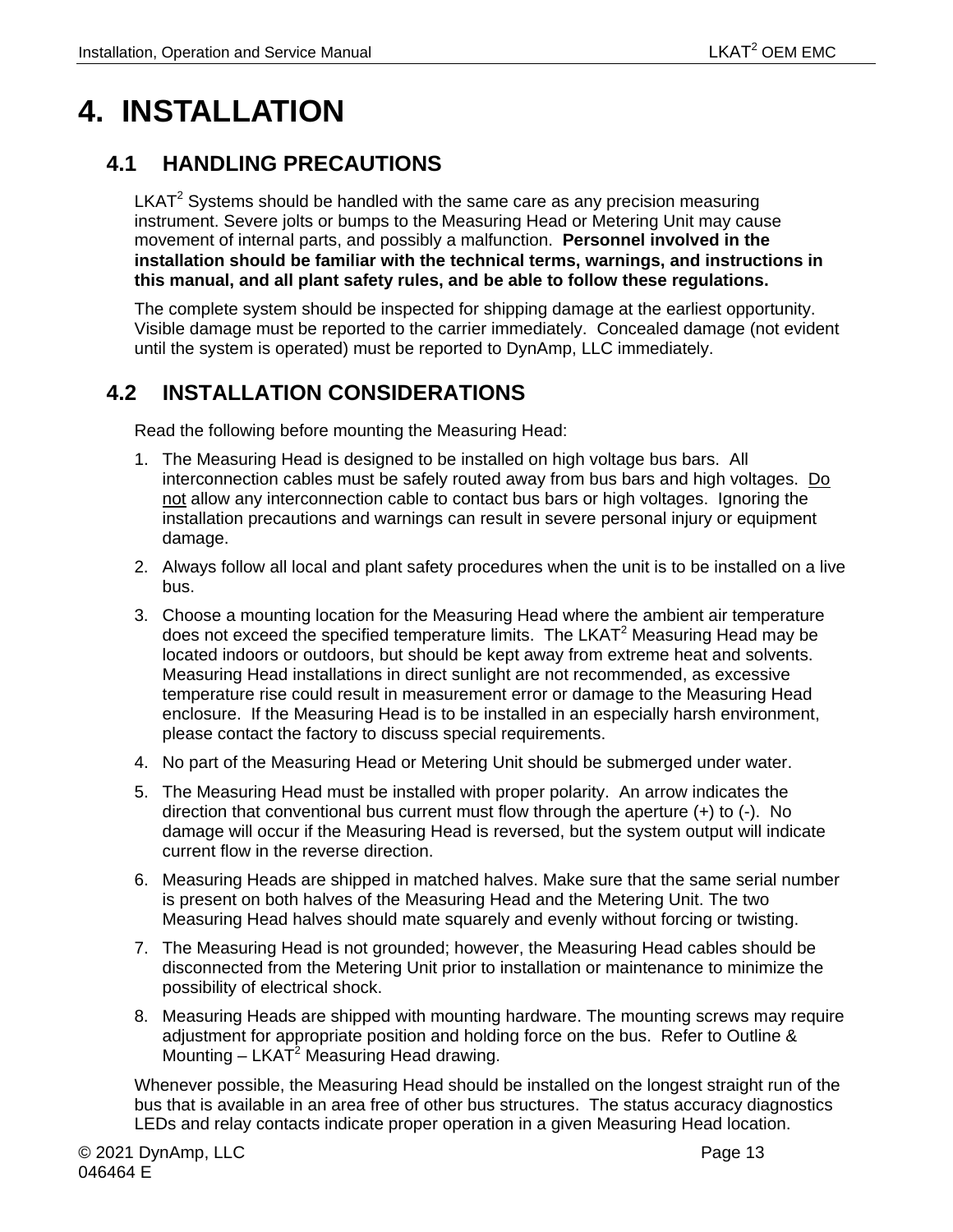# 4. INSTALLATION

## 4.1 HANDLING PRECAUTIONS

LKAT$^2$ Systems should be handled with the same care as any precision measuring instrument. Severe jolts or bumps to the Measuring Head or Metering Unit may cause movement of internal parts, and possibly a malfunction. **Personnel involved in the installation should be familiar with the technical terms, warnings, and instructions in this manual, and all plant safety rules, and be able to follow these regulations.**

The complete system should be inspected for shipping damage at the earliest opportunity. Visible damage must be reported to the carrier immediately. Concealed damage (not evident until the system is operated) must be reported to DynAmp, LLC immediately.

## 4.2 INSTALLATION CONSIDERATIONS

Read the following before mounting the Measuring Head:

1. The Measuring Head is designed to be installed on high voltage bus bars. All interconnection cables must be safely routed away from bus bars and high voltages. <u>Do not</u> allow any interconnection cable to contact bus bars or high voltages. Ignoring the installation precautions and warnings can result in severe personal injury or equipment damage.
2. Always follow all local and plant safety procedures when the unit is to be installed on a live bus.
3. Choose a mounting location for the Measuring Head where the ambient air temperature does not exceed the specified temperature limits. The LKAT$^2$ Measuring Head may be located indoors or outdoors, but should be kept away from extreme heat and solvents. Measuring Head installations in direct sunlight are not recommended, as excessive temperature rise could result in measurement error or damage to the Measuring Head enclosure. If the Measuring Head is to be installed in an especially harsh environment, please contact the factory to discuss special requirements.
4. No part of the Measuring Head or Metering Unit should be submerged under water.
5. The Measuring Head must be installed with proper polarity. An arrow indicates the direction that conventional bus current must flow through the aperture (+) to (-). No damage will occur if the Measuring Head is reversed, but the system output will indicate current flow in the reverse direction.
6. Measuring Heads are shipped in matched halves. Make sure that the same serial number is present on both halves of the Measuring Head and the Metering Unit. The two Measuring Head halves should mate squarely and evenly without forcing or twisting.
7. The Measuring Head is not grounded; however, the Measuring Head cables should be disconnected from the Metering Unit prior to installation or maintenance to minimize the possibility of electrical shock.
8. Measuring Heads are shipped with mounting hardware. The mounting screws may require adjustment for appropriate position and holding force on the bus. Refer to Outline & Mounting – LKAT$^2$ Measuring Head drawing.

Whenever possible, the Measuring Head should be installed on the longest straight run of the bus that is available in an area free of other bus structures. The status accuracy diagnostics LEDs and relay contacts indicate proper operation in a given Measuring Head location.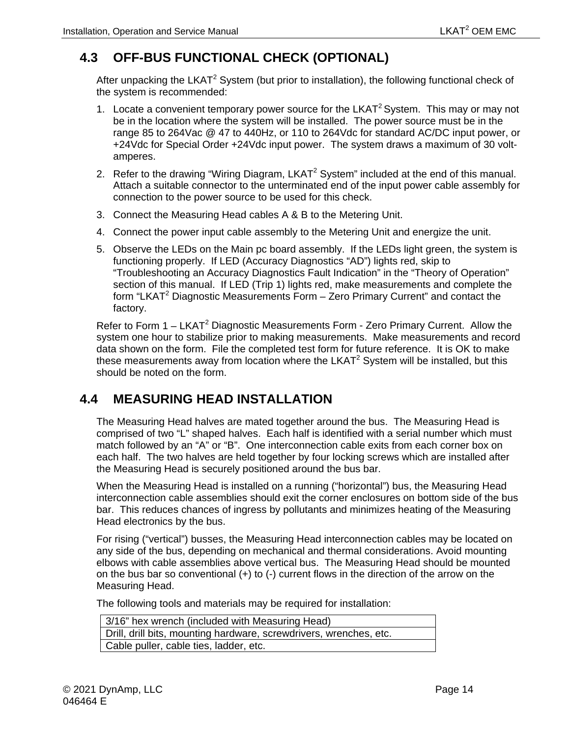## 4.3 OFF-BUS FUNCTIONAL CHECK (OPTIONAL)

After unpacking the LKAT$^2$ System (but prior to installation), the following functional check of the system is recommended:

1. Locate a convenient temporary power source for the LKAT$^2$ System. This may or may not be in the location where the system will be installed. The power source must be in the range 85 to 264Vac @ 47 to 440Hz, or 110 to 264Vdc for standard AC/DC input power, or +24Vdc for Special Order +24Vdc input power. The system draws a maximum of 30 volt-amperes.
2. Refer to the drawing "Wiring Diagram, LKAT$^2$ System" included at the end of this manual. Attach a suitable connector to the unterminated end of the input power cable assembly for connection to the power source to be used for this check.
3. Connect the Measuring Head cables A & B to the Metering Unit.
4. Connect the power input cable assembly to the Metering Unit and energize the unit.
5. Observe the LEDs on the Main pc board assembly. If the LEDs light green, the system is functioning properly. If LED (Accuracy Diagnostics "AD") lights red, skip to "Troubleshooting an Accuracy Diagnostics Fault Indication" in the "Theory of Operation" section of this manual. If LED (Trip 1) lights red, make measurements and complete the form "LKAT$^2$ Diagnostic Measurements Form – Zero Primary Current" and contact the factory.

Refer to Form 1 – LKAT$^2$ Diagnostic Measurements Form - Zero Primary Current. Allow the system one hour to stabilize prior to making measurements. Make measurements and record data shown on the form. File the completed test form for future reference. It is OK to make these measurements away from location where the LKAT$^2$ System will be installed, but this should be noted on the form.

## 4.4 MEASURING HEAD INSTALLATION

The Measuring Head halves are mated together around the bus. The Measuring Head is comprised of two "L" shaped halves. Each half is identified with a serial number which must match followed by an "A" or "B". One interconnection cable exits from each corner box on each half. The two halves are held together by four locking screws which are installed after the Measuring Head is securely positioned around the bus bar.

When the Measuring Head is installed on a running ("horizontal") bus, the Measuring Head interconnection cable assemblies should exit the corner enclosures on bottom side of the bus bar. This reduces chances of ingress by pollutants and minimizes heating of the Measuring Head electronics by the bus.

For rising ("vertical") busses, the Measuring Head interconnection cables may be located on any side of the bus, depending on mechanical and thermal considerations. Avoid mounting elbows with cable assemblies above vertical bus. The Measuring Head should be mounted on the bus bar so conventional (+) to (-) current flows in the direction of the arrow on the Measuring Head.

The following tools and materials may be required for installation:

| 3/16" hex wrench (included with Measuring Head) |
|---|
| Drill, drill bits, mounting hardware, screwdrivers, wrenches, etc. |
| Cable puller, cable ties, ladder, etc. |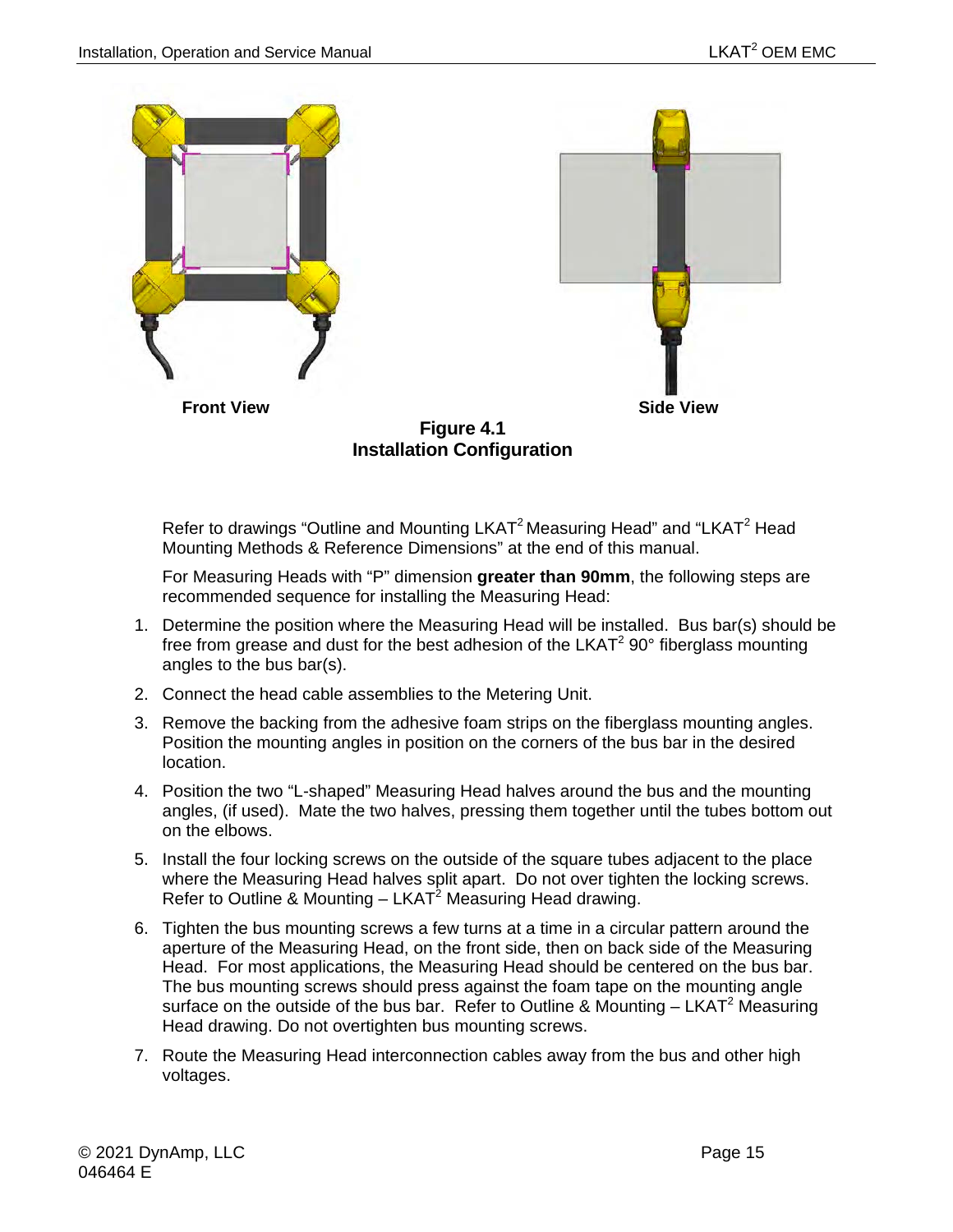Front View

Side View

**Figure 4.1**
**Installation Configuration**

Refer to drawings “Outline and Mounting LKAT$^2$ Measuring Head” and “LKAT$^2$ Head Mounting Methods & Reference Dimensions” at the end of this manual.

For Measuring Heads with “P” dimension **greater than 90mm**, the following steps are recommended sequence for installing the Measuring Head:

1. Determine the position where the Measuring Head will be installed. Bus bar(s) should be free from grease and dust for the best adhesion of the LKAT$^2$ 90° fiberglass mounting angles to the bus bar(s).
2. Connect the head cable assemblies to the Metering Unit.
3. Remove the backing from the adhesive foam strips on the fiberglass mounting angles. Position the mounting angles in position on the corners of the bus bar in the desired location.
4. Position the two “L-shaped” Measuring Head halves around the bus and the mounting angles, (if used). Mate the two halves, pressing them together until the tubes bottom out on the elbows.
5. Install the four locking screws on the outside of the square tubes adjacent to the place where the Measuring Head halves split apart. Do not over tighten the locking screws. Refer to Outline & Mounting – LKAT$^2$ Measuring Head drawing.
6. Tighten the bus mounting screws a few turns at a time in a circular pattern around the aperture of the Measuring Head, on the front side, then on back side of the Measuring Head. For most applications, the Measuring Head should be centered on the bus bar. The bus mounting screws should press against the foam tape on the mounting angle surface on the outside of the bus bar. Refer to Outline & Mounting – LKAT$^2$ Measuring Head drawing. Do not overtighten bus mounting screws.
7. Route the Measuring Head interconnection cables away from the bus and other high voltages.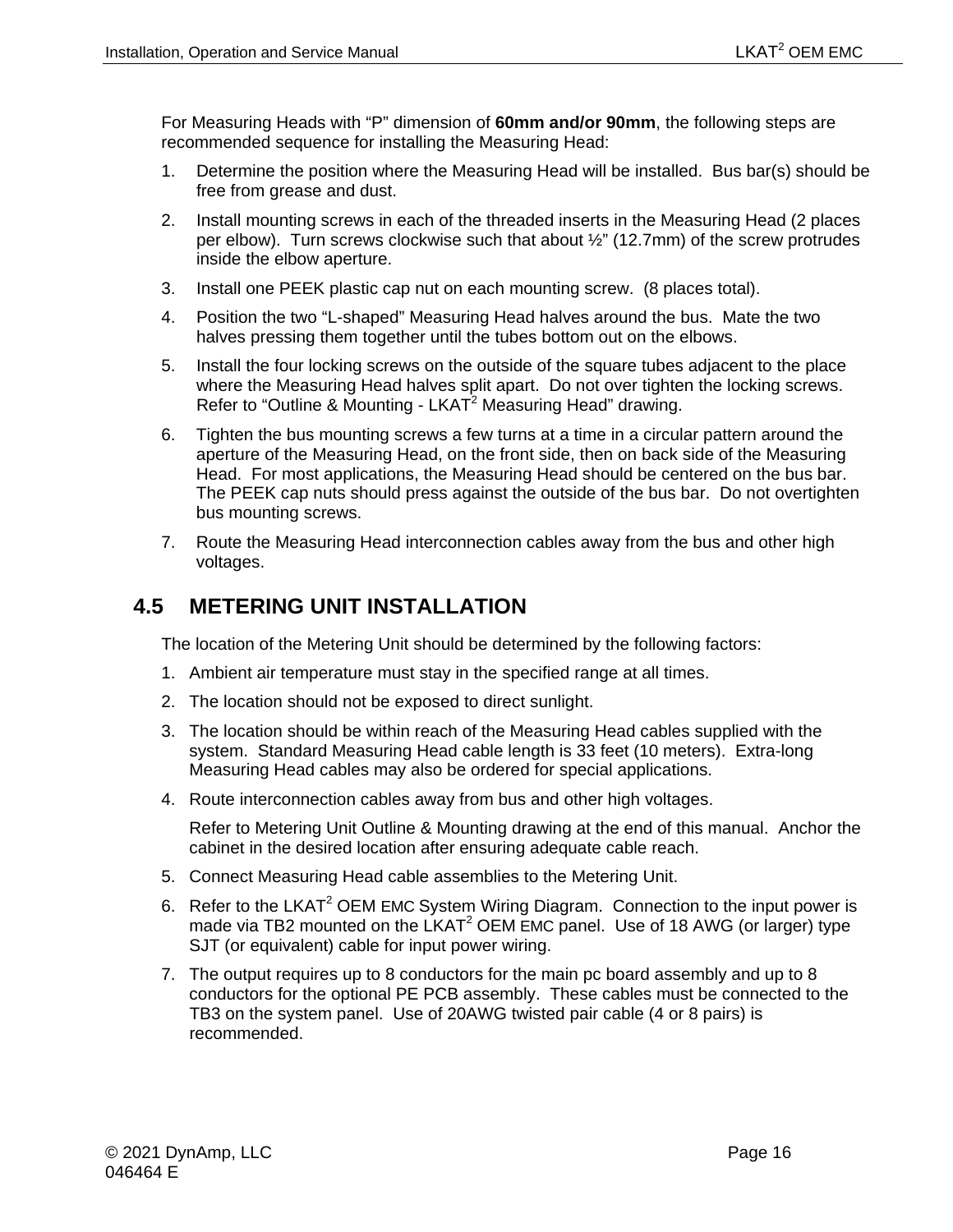For Measuring Heads with "P" dimension of **60mm and/or 90mm**, the following steps are recommended sequence for installing the Measuring Head:

1. Determine the position where the Measuring Head will be installed. Bus bar(s) should be free from grease and dust.
2. Install mounting screws in each of the threaded inserts in the Measuring Head (2 places per elbow). Turn screws clockwise such that about ½" (12.7mm) of the screw protrudes inside the elbow aperture.
3. Install one PEEK plastic cap nut on each mounting screw. (8 places total).
4. Position the two "L-shaped" Measuring Head halves around the bus. Mate the two halves pressing them together until the tubes bottom out on the elbows.
5. Install the four locking screws on the outside of the square tubes adjacent to the place where the Measuring Head halves split apart. Do not over tighten the locking screws. Refer to "Outline & Mounting - LKAT$^2$ Measuring Head" drawing.
6. Tighten the bus mounting screws a few turns at a time in a circular pattern around the aperture of the Measuring Head, on the front side, then on back side of the Measuring Head. For most applications, the Measuring Head should be centered on the bus bar. The PEEK cap nuts should press against the outside of the bus bar. Do not overtighten bus mounting screws.
7. Route the Measuring Head interconnection cables away from the bus and other high voltages.

## 4.5 METERING UNIT INSTALLATION

The location of the Metering Unit should be determined by the following factors:

1. Ambient air temperature must stay in the specified range at all times.
2. The location should not be exposed to direct sunlight.
3. The location should be within reach of the Measuring Head cables supplied with the system. Standard Measuring Head cable length is 33 feet (10 meters). Extra-long Measuring Head cables may also be ordered for special applications.
4. Route interconnection cables away from bus and other high voltages.

   Refer to Metering Unit Outline & Mounting drawing at the end of this manual. Anchor the cabinet in the desired location after ensuring adequate cable reach.
5. Connect Measuring Head cable assemblies to the Metering Unit.
6. Refer to the LKAT$^2$ OEM EMC System Wiring Diagram. Connection to the input power is made via TB2 mounted on the LKAT$^2$ OEM EMC panel. Use of 18 AWG (or larger) type SJT (or equivalent) cable for input power wiring.
7. The output requires up to 8 conductors for the main pc board assembly and up to 8 conductors for the optional PE PCB assembly. These cables must be connected to the TB3 on the system panel. Use of 20AWG twisted pair cable (4 or 8 pairs) is recommended.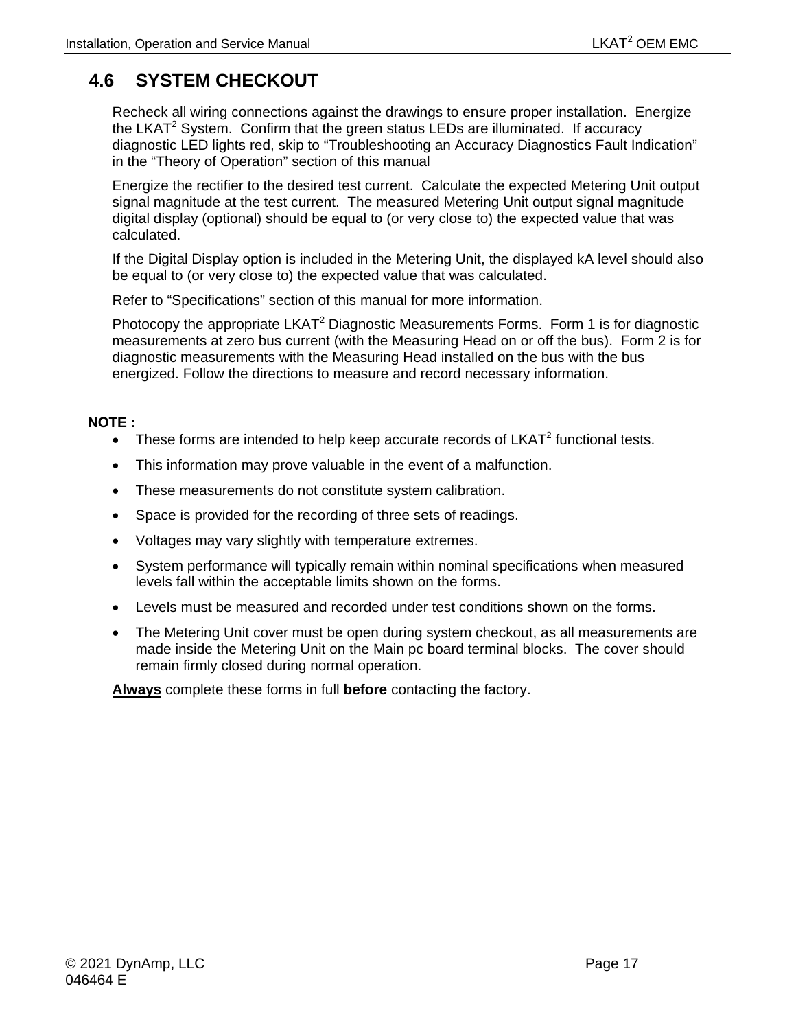## 4.6 SYSTEM CHECKOUT

Recheck all wiring connections against the drawings to ensure proper installation. Energize the LKAT$^2$ System. Confirm that the green status LEDs are illuminated. If accuracy diagnostic LED lights red, skip to "Troubleshooting an Accuracy Diagnostics Fault Indication" in the "Theory of Operation" section of this manual

Energize the rectifier to the desired test current. Calculate the expected Metering Unit output signal magnitude at the test current. The measured Metering Unit output signal magnitude digital display (optional) should be equal to (or very close to) the expected value that was calculated.

If the Digital Display option is included in the Metering Unit, the displayed kA level should also be equal to (or very close to) the expected value that was calculated.

Refer to "Specifications" section of this manual for more information.

Photocopy the appropriate LKAT$^2$ Diagnostic Measurements Forms. Form 1 is for diagnostic measurements at zero bus current (with the Measuring Head on or off the bus). Form 2 is for diagnostic measurements with the Measuring Head installed on the bus with the bus energized. Follow the directions to measure and record necessary information.

**NOTE :**

- These forms are intended to help keep accurate records of LKAT$^2$ functional tests.
- This information may prove valuable in the event of a malfunction.
- These measurements do not constitute system calibration.
- Space is provided for the recording of three sets of readings.
- Voltages may vary slightly with temperature extremes.
- System performance will typically remain within nominal specifications when measured levels fall within the acceptable limits shown on the forms.
- Levels must be measured and recorded under test conditions shown on the forms.
- The Metering Unit cover must be open during system checkout, as all measurements are made inside the Metering Unit on the Main pc board terminal blocks. The cover should remain firmly closed during normal operation.

**Always** complete these forms in full **before** contacting the factory.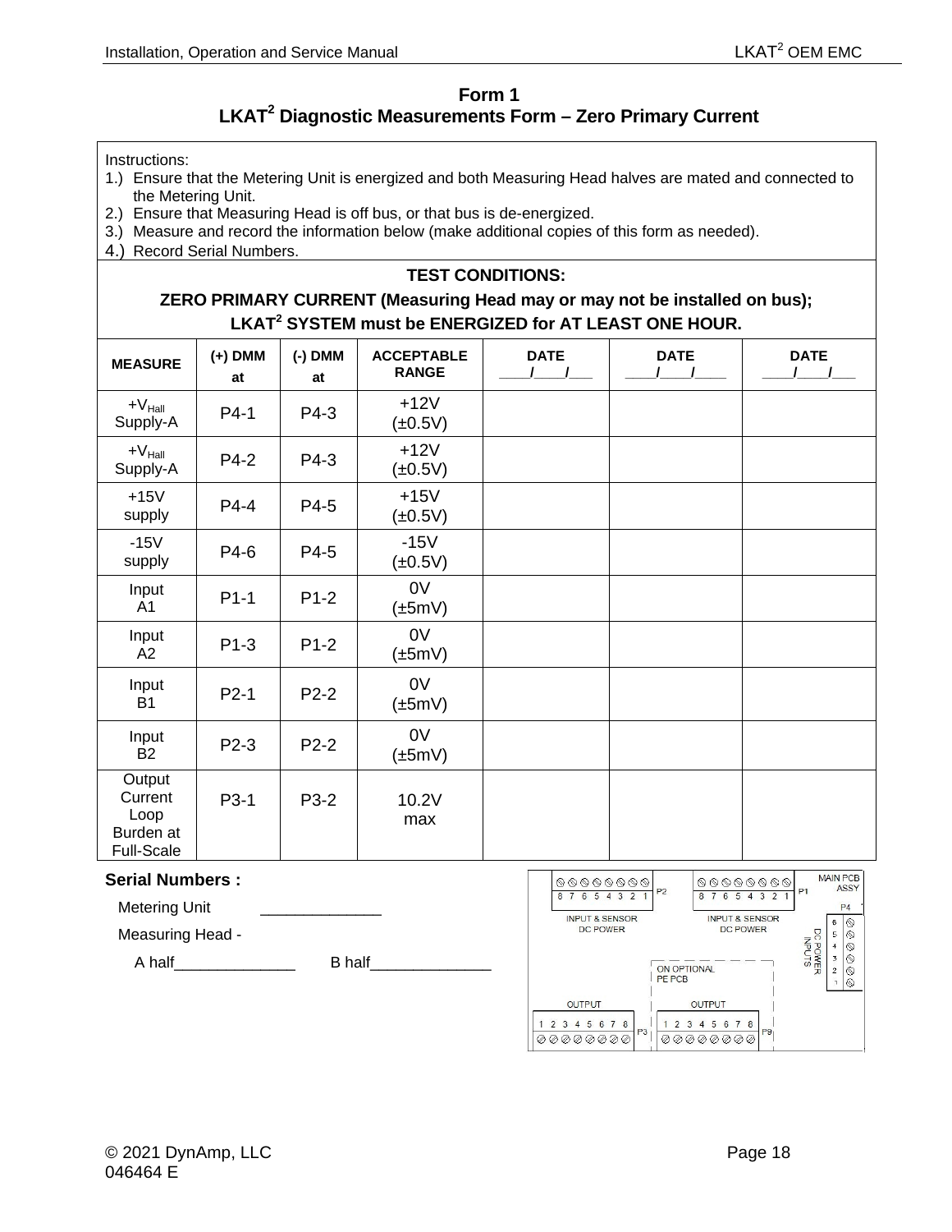# Form 1

## LKAT[2] Diagnostic Measurements Form – Zero Primary Current

Instructions:

1.) Ensure that the Metering Unit is energized and both Measuring Head halves are mated and connected to the Metering Unit.
2.) Ensure that Measuring Head is off bus, or that bus is de-energized.
3.) Measure and record the information below (make additional copies of this form as needed).
4.) Record Serial Numbers.

**TEST CONDITIONS:**

**ZERO PRIMARY CURRENT (Measuring Head may or may not be installed on bus);**

**LKAT[2] SYSTEM must be ENERGIZED for AT LEAST ONE HOUR.**

| MEASURE | (+) DMM at | (-) DMM at | ACCEPTABLE RANGE | DATE ____/____/___ | DATE ____/____/____ | DATE ____/____/___ |
|---|---|---|---|---|---|---|
| $+V_{Hall}$ Supply-A | P4-1 | P4-3 | +12V (±0.5V) | | | |
| $+V_{Hall}$ Supply-A | P4-2 | P4-3 | +12V (±0.5V) | | | |
| +15V supply | P4-4 | P4-5 | +15V (±0.5V) | | | |
| -15V supply | P4-6 | P4-5 | -15V (±0.5V) | | | |
| Input A1 | P1-1 | P1-2 | 0V (±5mV) | | | |
| Input A2 | P1-3 | P1-2 | 0V (±5mV) | | | |
| Input B1 | P2-1 | P2-2 | 0V (±5mV) | | | |
| Input B2 | P2-3 | P2-2 | 0V (±5mV) | | | |
| Output Current Loop Burden at Full-Scale | P3-1 | P3-2 | 10.2V max | | | |

**Serial Numbers :**

Metering Unit ______________

Measuring Head -

A half______________ B half______________

P2 8 7 6 5 4 3 2 1 — INPUT & SENSOR DC POWER

P1 8 7 6 5 4 3 2 1 — INPUT & SENSOR DC POWER

MAIN PCB ASSY

P4 6 5 4 3 2 1 — DC POWER INPUTS

ON OPTIONAL PE PCB

OUTPUT 1 2 3 4 5 6 7 8 P3

OUTPUT 1 2 3 4 5 6 7 8 P9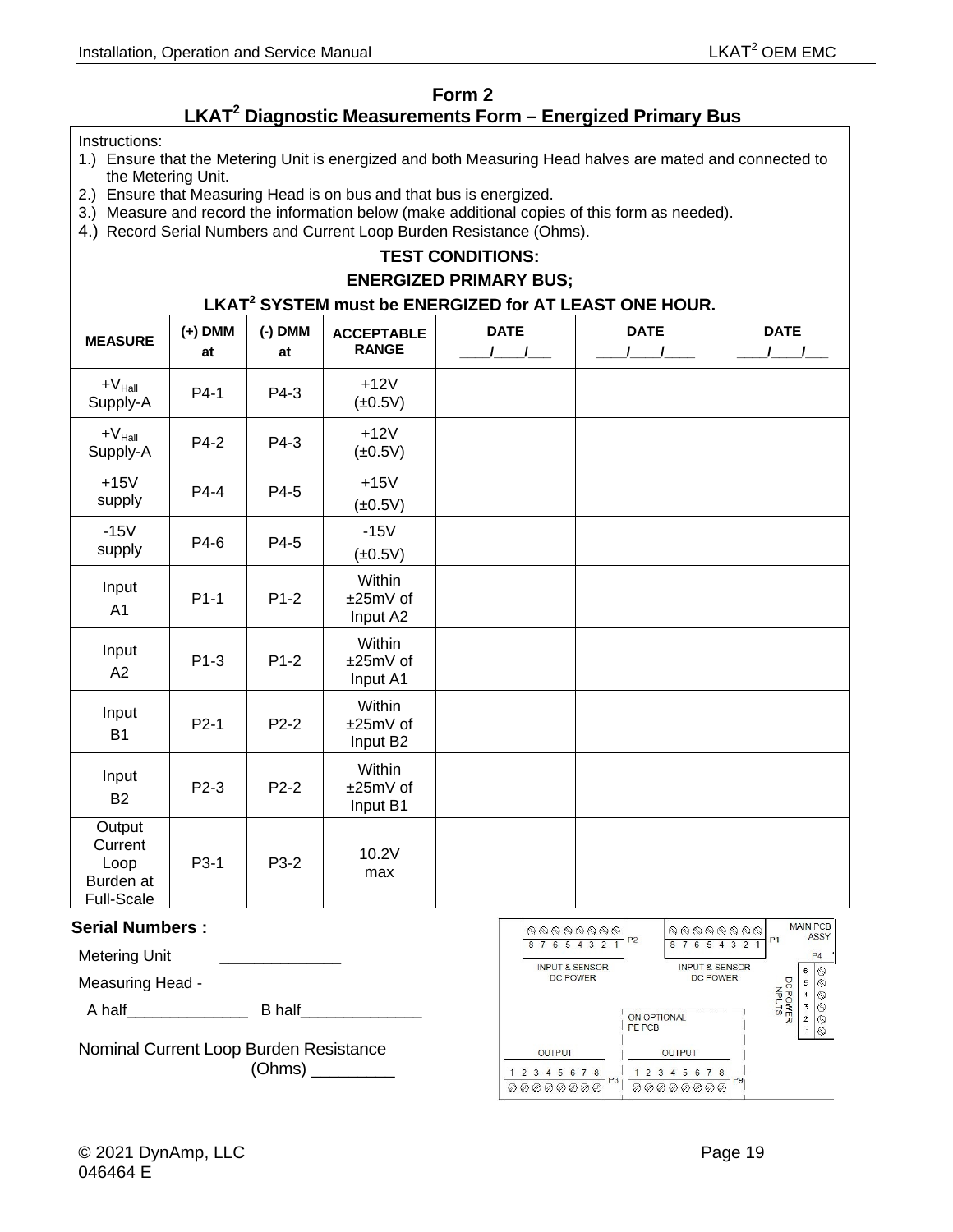## Form 2

## LKAT[2] Diagnostic Measurements Form – Energized Primary Bus

Instructions:

1.) Ensure that the Metering Unit is energized and both Measuring Head halves are mated and connected to the Metering Unit.
2.) Ensure that Measuring Head is on bus and that bus is energized.
3.) Measure and record the information below (make additional copies of this form as needed).
4.) Record Serial Numbers and Current Loop Burden Resistance (Ohms).

**TEST CONDITIONS:**

**ENERGIZED PRIMARY BUS;**

**LKAT[2] SYSTEM must be ENERGIZED for AT LEAST ONE HOUR.**

| MEASURE | (+) DMM at | (-) DMM at | ACCEPTABLE RANGE | DATE ____/____/___ | DATE ____/____/____ | DATE ____/____/___ |
|---|---|---|---|---|---|---|
| $+V_{Hall}$ Supply-A | P4-1 | P4-3 | +12V (±0.5V) | | | |
| $+V_{Hall}$ Supply-A | P4-2 | P4-3 | +12V (±0.5V) | | | |
| +15V supply | P4-4 | P4-5 | +15V (±0.5V) | | | |
| -15V supply | P4-6 | P4-5 | -15V (±0.5V) | | | |
| Input A1 | P1-1 | P1-2 | Within ±25mV of Input A2 | | | |
| Input A2 | P1-3 | P1-2 | Within ±25mV of Input A1 | | | |
| Input B1 | P2-1 | P2-2 | Within ±25mV of Input B2 | | | |
| Input B2 | P2-3 | P2-2 | Within ±25mV of Input B1 | | | |
| Output Current Loop Burden at Full-Scale | P3-1 | P3-2 | 10.2V max | | | |

**Serial Numbers :**

Metering Unit ______________

Measuring Head -

A half______________ B half______________

Nominal Current Loop Burden Resistance (Ohms) _________

MAIN PCB ASSY

P2: 8 7 6 5 4 3 2 1 — INPUT & SENSOR DC POWER

P1: 8 7 6 5 4 3 2 1 — INPUT & SENSOR DC POWER

P4: 6 5 4 3 2 1 — DC POWER INPUTS

ON OPTIONAL PE PCB

P3: OUTPUT 1 2 3 4 5 6 7 8

P9: OUTPUT 1 2 3 4 5 6 7 8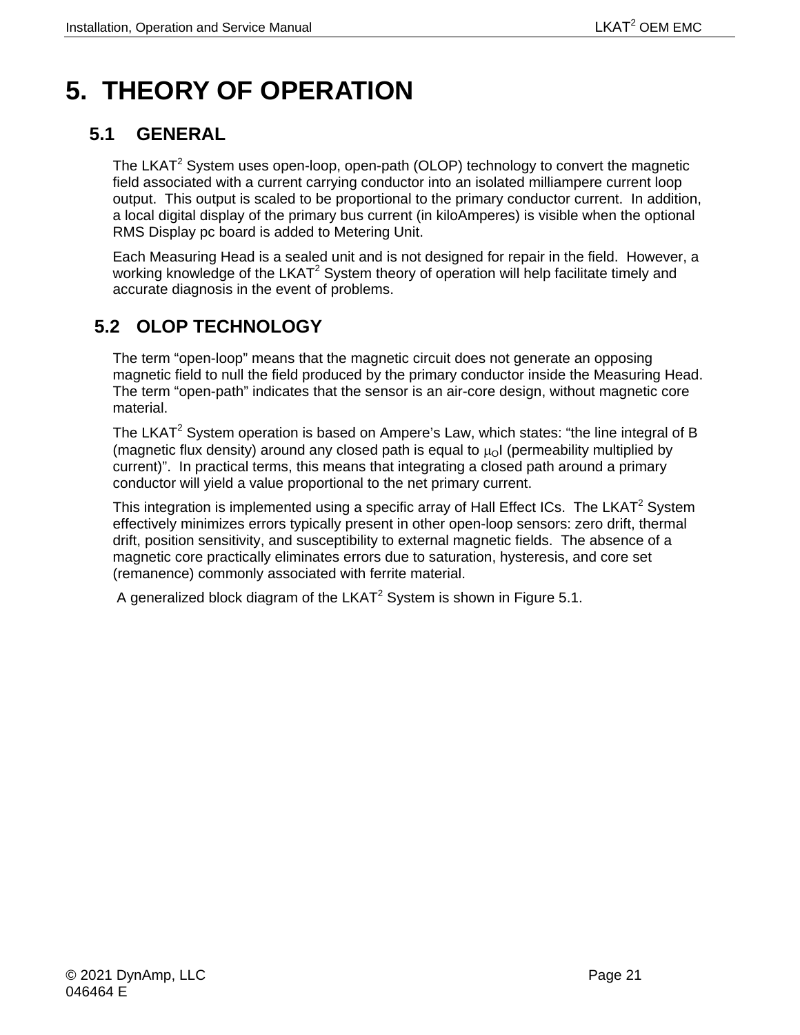# 5. THEORY OF OPERATION

## 5.1 GENERAL

The LKAT$^2$ System uses open-loop, open-path (OLOP) technology to convert the magnetic field associated with a current carrying conductor into an isolated milliampere current loop output. This output is scaled to be proportional to the primary conductor current. In addition, a local digital display of the primary bus current (in kiloAmperes) is visible when the optional RMS Display pc board is added to Metering Unit.

Each Measuring Head is a sealed unit and is not designed for repair in the field. However, a working knowledge of the LKAT$^2$ System theory of operation will help facilitate timely and accurate diagnosis in the event of problems.

## 5.2 OLOP TECHNOLOGY

The term “open-loop” means that the magnetic circuit does not generate an opposing magnetic field to null the field produced by the primary conductor inside the Measuring Head. The term “open-path” indicates that the sensor is an air-core design, without magnetic core material.

The LKAT$^2$ System operation is based on Ampere’s Law, which states: “the line integral of B (magnetic flux density) around any closed path is equal to $\mu_O I$ (permeability multiplied by current)”. In practical terms, this means that integrating a closed path around a primary conductor will yield a value proportional to the net primary current.

This integration is implemented using a specific array of Hall Effect ICs. The LKAT$^2$ System effectively minimizes errors typically present in other open-loop sensors: zero drift, thermal drift, position sensitivity, and susceptibility to external magnetic fields. The absence of a magnetic core practically eliminates errors due to saturation, hysteresis, and core set (remanence) commonly associated with ferrite material.

A generalized block diagram of the LKAT$^2$ System is shown in Figure 5.1.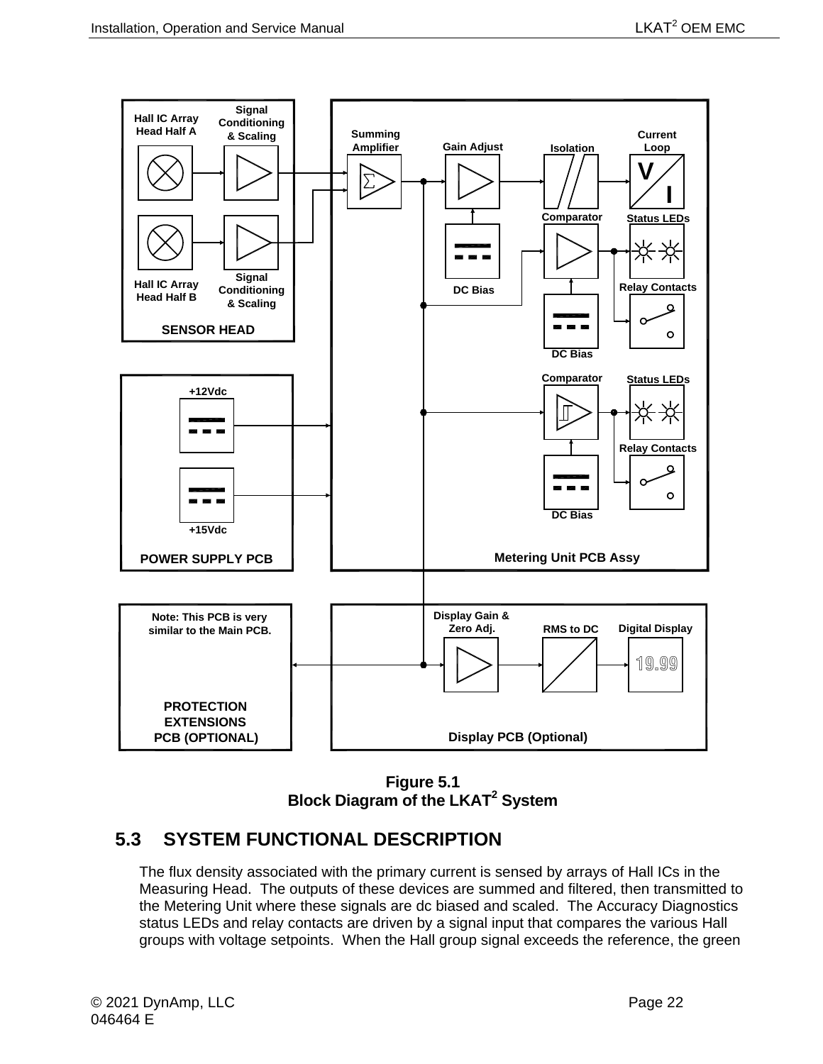Figure 5.1
Block Diagram of the LKAT$^2$ System

## 5.3 SYSTEM FUNCTIONAL DESCRIPTION

The flux density associated with the primary current is sensed by arrays of Hall ICs in the Measuring Head. The outputs of these devices are summed and filtered, then transmitted to the Metering Unit where these signals are dc biased and scaled. The Accuracy Diagnostics status LEDs and relay contacts are driven by a signal input that compares the various Hall groups with voltage setpoints. When the Hall group signal exceeds the reference, the green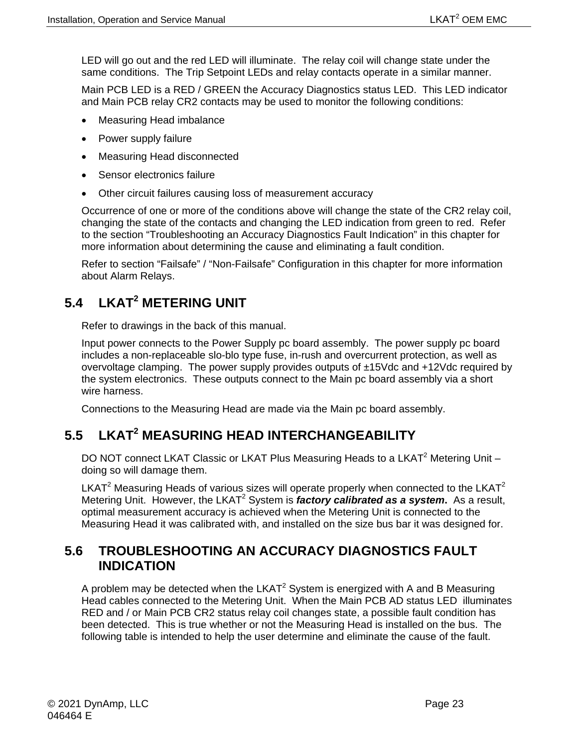LED will go out and the red LED will illuminate. The relay coil will change state under the same conditions. The Trip Setpoint LEDs and relay contacts operate in a similar manner.

Main PCB LED is a RED / GREEN the Accuracy Diagnostics status LED. This LED indicator and Main PCB relay CR2 contacts may be used to monitor the following conditions:

- Measuring Head imbalance
- Power supply failure
- Measuring Head disconnected
- Sensor electronics failure
- Other circuit failures causing loss of measurement accuracy

Occurrence of one or more of the conditions above will change the state of the CR2 relay coil, changing the state of the contacts and changing the LED indication from green to red. Refer to the section "Troubleshooting an Accuracy Diagnostics Fault Indication" in this chapter for more information about determining the cause and eliminating a fault condition.

Refer to section "Failsafe" / "Non-Failsafe" Configuration in this chapter for more information about Alarm Relays.

## 5.4 LKAT$^2$ METERING UNIT

Refer to drawings in the back of this manual.

Input power connects to the Power Supply pc board assembly. The power supply pc board includes a non-replaceable slo-blo type fuse, in-rush and overcurrent protection, as well as overvoltage clamping. The power supply provides outputs of ±15Vdc and +12Vdc required by the system electronics. These outputs connect to the Main pc board assembly via a short wire harness.

Connections to the Measuring Head are made via the Main pc board assembly.

## 5.5 LKAT$^2$ MEASURING HEAD INTERCHANGEABILITY

DO NOT connect LKAT Classic or LKAT Plus Measuring Heads to a LKAT$^2$ Metering Unit – doing so will damage them.

LKAT$^2$ Measuring Heads of various sizes will operate properly when connected to the LKAT$^2$ Metering Unit. However, the LKAT$^2$ System is ***factory calibrated as a system.*** As a result, optimal measurement accuracy is achieved when the Metering Unit is connected to the Measuring Head it was calibrated with, and installed on the size bus bar it was designed for.

## 5.6 TROUBLESHOOTING AN ACCURACY DIAGNOSTICS FAULT INDICATION

A problem may be detected when the LKAT$^2$ System is energized with A and B Measuring Head cables connected to the Metering Unit. When the Main PCB AD status LED illuminates RED and / or Main PCB CR2 status relay coil changes state, a possible fault condition has been detected. This is true whether or not the Measuring Head is installed on the bus. The following table is intended to help the user determine and eliminate the cause of the fault.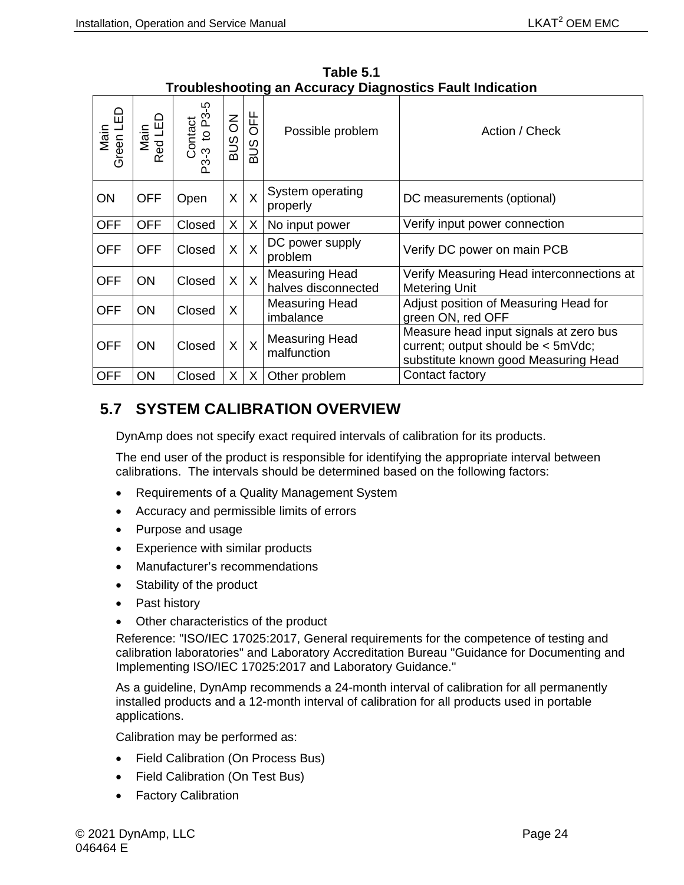**Table 5.1**
**Troubleshooting an Accuracy Diagnostics Fault Indication**

| Main Green LED | Main Red LED | Contact P3-3 to P3-5 | BUS ON | BUS OFF | Possible problem | Action / Check |
|---|---|---|---|---|---|---|
| ON | OFF | Open | X | X | System operating properly | DC measurements (optional) |
| OFF | OFF | Closed | X | X | No input power | Verify input power connection |
| OFF | OFF | Closed | X | X | DC power supply problem | Verify DC power on main PCB |
| OFF | ON | Closed | X | X | Measuring Head halves disconnected | Verify Measuring Head interconnections at Metering Unit |
| OFF | ON | Closed | X | | Measuring Head imbalance | Adjust position of Measuring Head for green ON, red OFF |
| OFF | ON | Closed | X | X | Measuring Head malfunction | Measure head input signals at zero bus current; output should be < 5mVdc; substitute known good Measuring Head |
| OFF | ON | Closed | X | X | Other problem | Contact factory |

## 5.7 SYSTEM CALIBRATION OVERVIEW

DynAmp does not specify exact required intervals of calibration for its products.

The end user of the product is responsible for identifying the appropriate interval between calibrations. The intervals should be determined based on the following factors:

- Requirements of a Quality Management System
- Accuracy and permissible limits of errors
- Purpose and usage
- Experience with similar products
- Manufacturer's recommendations
- Stability of the product
- Past history
- Other characteristics of the product

Reference: "ISO/IEC 17025:2017, General requirements for the competence of testing and calibration laboratories" and Laboratory Accreditation Bureau "Guidance for Documenting and Implementing ISO/IEC 17025:2017 and Laboratory Guidance."

As a guideline, DynAmp recommends a 24-month interval of calibration for all permanently installed products and a 12-month interval of calibration for all products used in portable applications.

Calibration may be performed as:

- Field Calibration (On Process Bus)
- Field Calibration (On Test Bus)
- Factory Calibration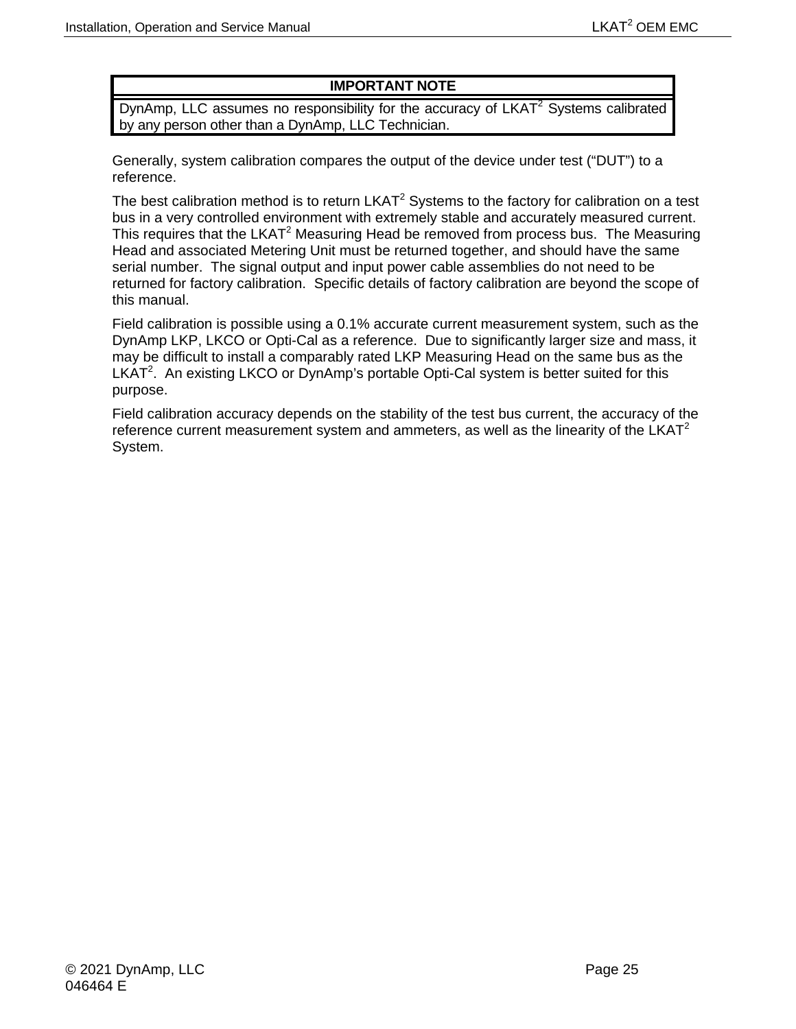| IMPORTANT NOTE |
| --- |
| DynAmp, LLC assumes no responsibility for the accuracy of LKAT$^2$ Systems calibrated by any person other than a DynAmp, LLC Technician. |

Generally, system calibration compares the output of the device under test ("DUT") to a reference.

The best calibration method is to return LKAT$^2$ Systems to the factory for calibration on a test bus in a very controlled environment with extremely stable and accurately measured current. This requires that the LKAT$^2$ Measuring Head be removed from process bus. The Measuring Head and associated Metering Unit must be returned together, and should have the same serial number. The signal output and input power cable assemblies do not need to be returned for factory calibration. Specific details of factory calibration are beyond the scope of this manual.

Field calibration is possible using a 0.1% accurate current measurement system, such as the DynAmp LKP, LKCO or Opti-Cal as a reference. Due to significantly larger size and mass, it may be difficult to install a comparably rated LKP Measuring Head on the same bus as the LKAT$^2$. An existing LKCO or DynAmp's portable Opti-Cal system is better suited for this purpose.

Field calibration accuracy depends on the stability of the test bus current, the accuracy of the reference current measurement system and ammeters, as well as the linearity of the LKAT$^2$ System.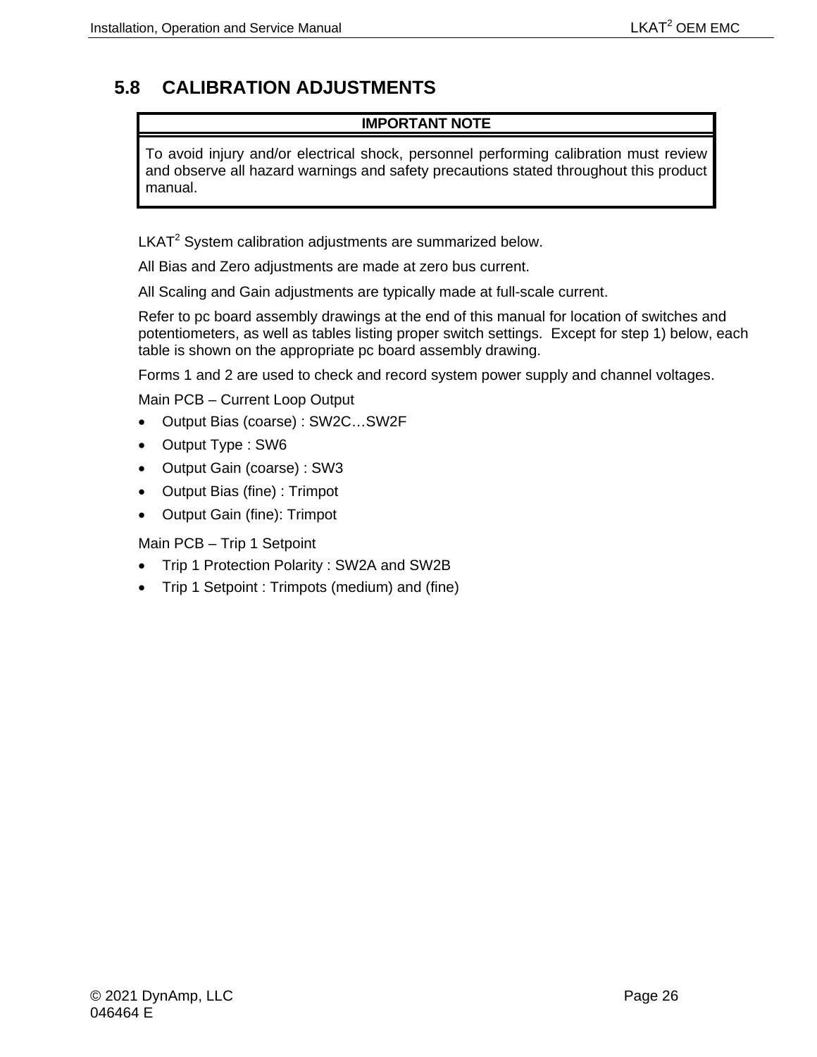## 5.8 CALIBRATION ADJUSTMENTS

| IMPORTANT NOTE |
| --- |
| To avoid injury and/or electrical shock, personnel performing calibration must review and observe all hazard warnings and safety precautions stated throughout this product manual. |

LKAT$^2$ System calibration adjustments are summarized below.

All Bias and Zero adjustments are made at zero bus current.

All Scaling and Gain adjustments are typically made at full-scale current.

Refer to pc board assembly drawings at the end of this manual for location of switches and potentiometers, as well as tables listing proper switch settings. Except for step 1) below, each table is shown on the appropriate pc board assembly drawing.

Forms 1 and 2 are used to check and record system power supply and channel voltages.

Main PCB – Current Loop Output

- Output Bias (coarse) : SW2C…SW2F
- Output Type : SW6
- Output Gain (coarse) : SW3
- Output Bias (fine) : Trimpot
- Output Gain (fine): Trimpot

Main PCB – Trip 1 Setpoint

- Trip 1 Protection Polarity : SW2A and SW2B
- Trip 1 Setpoint : Trimpots (medium) and (fine)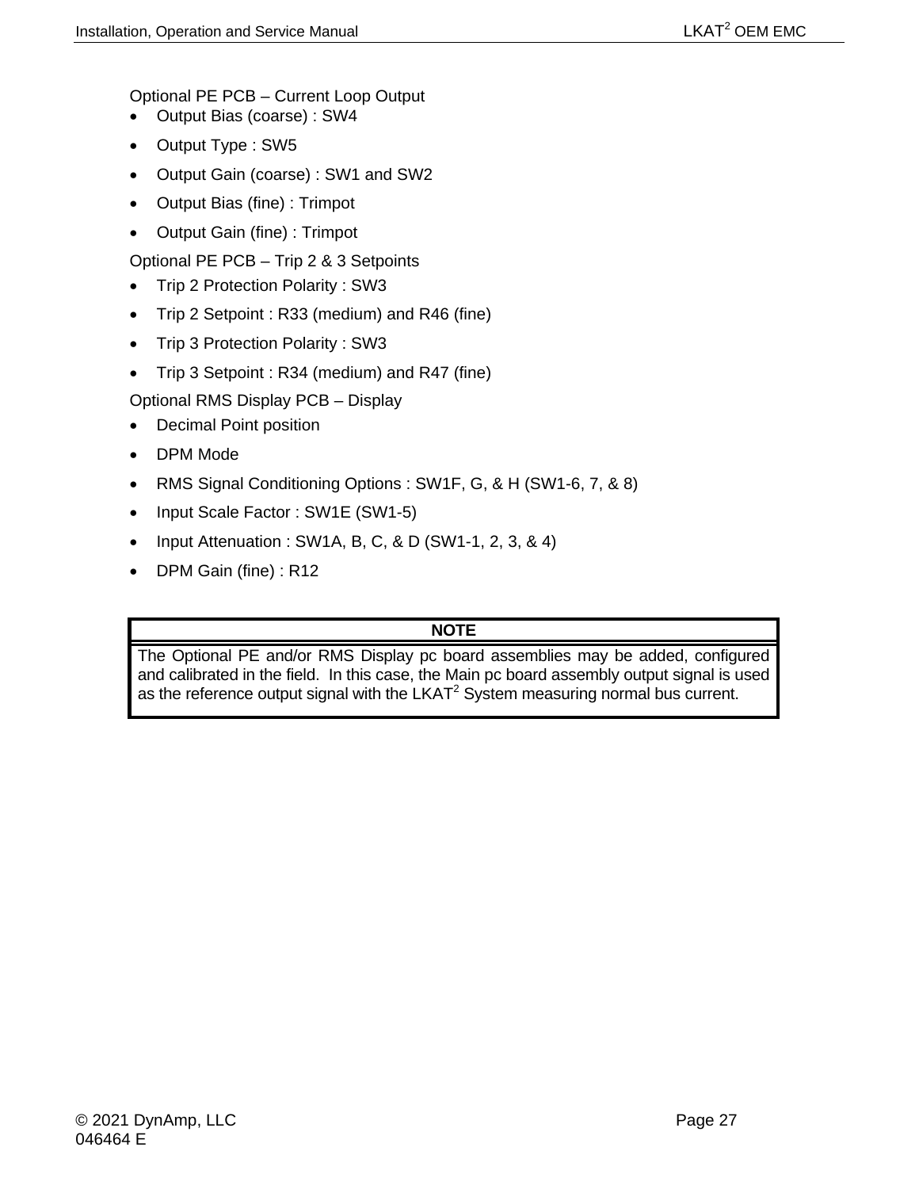Optional PE PCB – Current Loop Output

- Output Bias (coarse) : SW4
- Output Type : SW5
- Output Gain (coarse) : SW1 and SW2
- Output Bias (fine) : Trimpot
- Output Gain (fine) : Trimpot

Optional PE PCB – Trip 2 & 3 Setpoints

- Trip 2 Protection Polarity : SW3
- Trip 2 Setpoint : R33 (medium) and R46 (fine)
- Trip 3 Protection Polarity : SW3
- Trip 3 Setpoint : R34 (medium) and R47 (fine)

Optional RMS Display PCB – Display

- Decimal Point position
- DPM Mode
- RMS Signal Conditioning Options : SW1F, G, & H (SW1-6, 7, & 8)
- Input Scale Factor : SW1E (SW1-5)
- Input Attenuation : SW1A, B, C, & D (SW1-1, 2, 3, & 4)
- DPM Gain (fine) : R12

| NOTE |
| --- |
| The Optional PE and/or RMS Display pc board assemblies may be added, configured and calibrated in the field. In this case, the Main pc board assembly output signal is used as the reference output signal with the LKAT$^2$ System measuring normal bus current. |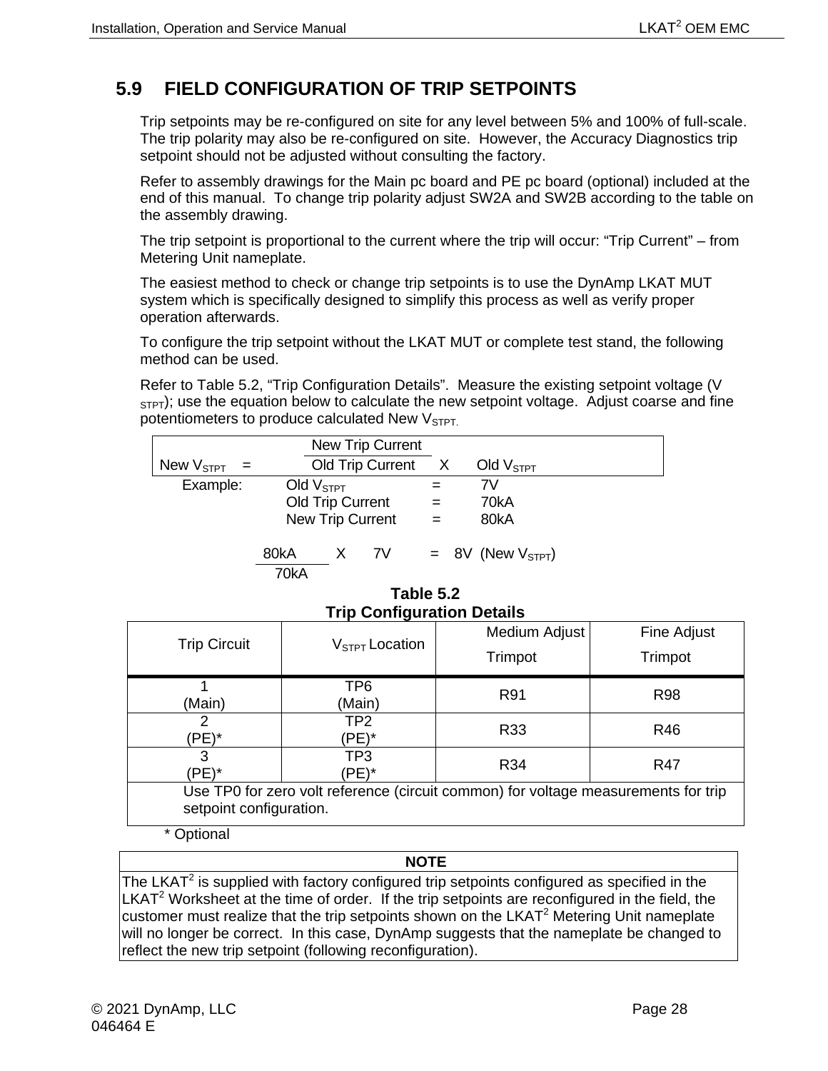## 5.9 FIELD CONFIGURATION OF TRIP SETPOINTS

Trip setpoints may be re-configured on site for any level between 5% and 100% of full-scale. The trip polarity may also be re-configured on site. However, the Accuracy Diagnostics trip setpoint should not be adjusted without consulting the factory.

Refer to assembly drawings for the Main pc board and PE pc board (optional) included at the end of this manual. To change trip polarity adjust SW2A and SW2B according to the table on the assembly drawing.

The trip setpoint is proportional to the current where the trip will occur: "Trip Current" – from Metering Unit nameplate.

The easiest method to check or change trip setpoints is to use the DynAmp LKAT MUT system which is specifically designed to simplify this process as well as verify proper operation afterwards.

To configure the trip setpoint without the LKAT MUT or complete test stand, the following method can be used.

Refer to Table 5.2, "Trip Configuration Details". Measure the existing setpoint voltage ($V_{STPT}$); use the equation below to calculate the new setpoint voltage. Adjust coarse and fine potentiometers to produce calculated New $V_{STPT}$.

$$\text{New } V_{STPT} = \frac{\text{New Trip Current}}{\text{Old Trip Current}} \times \text{Old } V_{STPT}$$

Example:

| | | |
|---|---|---|
| Old $V_{STPT}$ | = | 7V |
| Old Trip Current | = | 70kA |
| New Trip Current | = | 80kA |

$$\frac{80\text{kA}}{70\text{kA}} \times 7\text{V} = 8\text{V} \ (\text{New } V_{STPT})$$

**Table 5.2**
**Trip Configuration Details**

| Trip Circuit | $V_{STPT}$ Location | Medium Adjust Trimpot | Fine Adjust Trimpot |
|---|---|---|---|
| 1 (Main) | TP6 (Main) | R91 | R98 |
| 2 (PE)* | TP2 (PE)* | R33 | R46 |
| 3 (PE)* | TP3 (PE)* | R34 | R47 |
| Use TP0 for zero volt reference (circuit common) for voltage measurements for trip setpoint configuration. | | | |

\* Optional

| NOTE |
|---|
| The LKAT[2] is supplied with factory configured trip setpoints configured as specified in the LKAT[2] Worksheet at the time of order. If the trip setpoints are reconfigured in the field, the customer must realize that the trip setpoints shown on the LKAT[2] Metering Unit nameplate will no longer be correct. In this case, DynAmp suggests that the nameplate be changed to reflect the new trip setpoint (following reconfiguration). |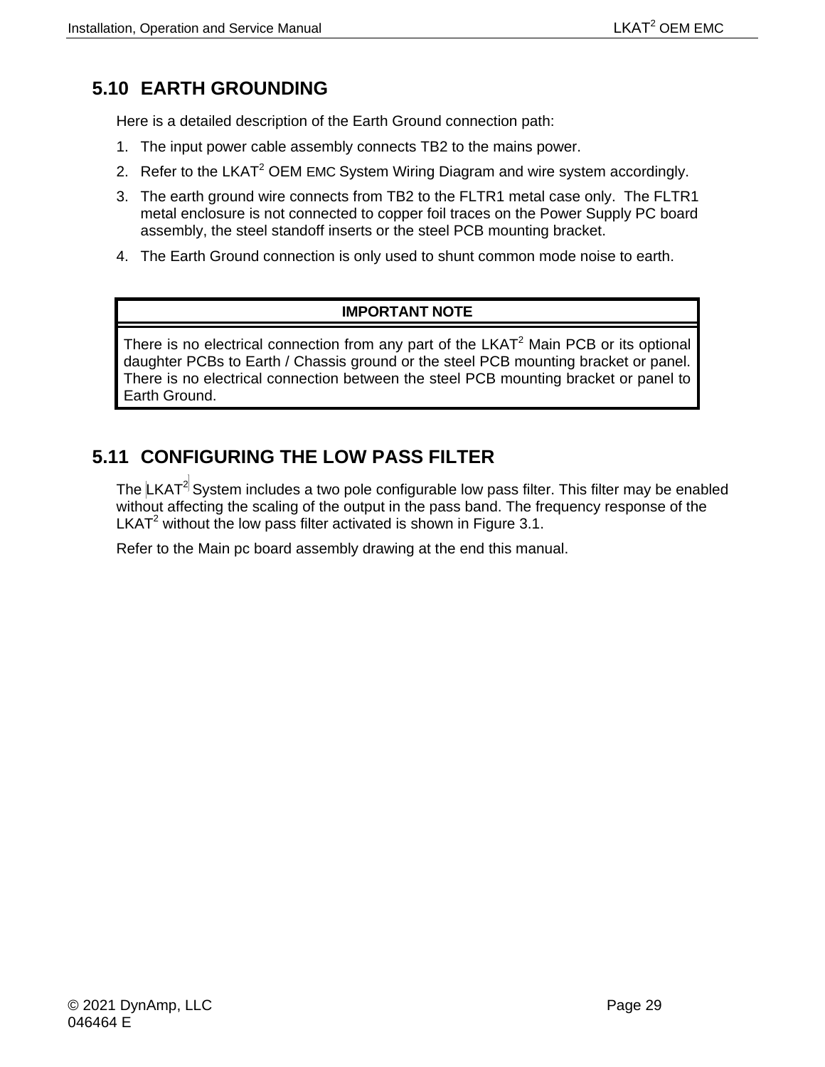## 5.10 EARTH GROUNDING

Here is a detailed description of the Earth Ground connection path:

1. The input power cable assembly connects TB2 to the mains power.
2. Refer to the LKAT$^2$ OEM EMC System Wiring Diagram and wire system accordingly.
3. The earth ground wire connects from TB2 to the FLTR1 metal case only. The FLTR1 metal enclosure is not connected to copper foil traces on the Power Supply PC board assembly, the steel standoff inserts or the steel PCB mounting bracket.
4. The Earth Ground connection is only used to shunt common mode noise to earth.

| IMPORTANT NOTE |
|---|
| There is no electrical connection from any part of the LKAT$^2$ Main PCB or its optional daughter PCBs to Earth / Chassis ground or the steel PCB mounting bracket or panel. There is no electrical connection between the steel PCB mounting bracket or panel to Earth Ground. |

## 5.11 CONFIGURING THE LOW PASS FILTER

The LKAT$^2$ System includes a two pole configurable low pass filter. This filter may be enabled without affecting the scaling of the output in the pass band. The frequency response of the LKAT$^2$ without the low pass filter activated is shown in Figure 3.1.

Refer to the Main pc board assembly drawing at the end this manual.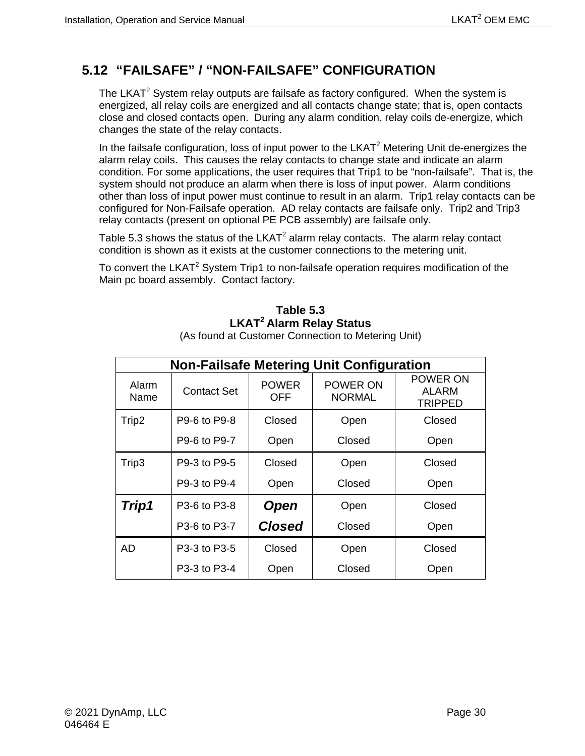## 5.12 "FAILSAFE" / "NON-FAILSAFE" CONFIGURATION

The LKAT$^2$ System relay outputs are failsafe as factory configured. When the system is energized, all relay coils are energized and all contacts change state; that is, open contacts close and closed contacts open. During any alarm condition, relay coils de-energize, which changes the state of the relay contacts.

In the failsafe configuration, loss of input power to the LKAT$^2$ Metering Unit de-energizes the alarm relay coils. This causes the relay contacts to change state and indicate an alarm condition. For some applications, the user requires that Trip1 to be "non-failsafe". That is, the system should not produce an alarm when there is loss of input power. Alarm conditions other than loss of input power must continue to result in an alarm. Trip1 relay contacts can be configured for Non-Failsafe operation. AD relay contacts are failsafe only. Trip2 and Trip3 relay contacts (present on optional PE PCB assembly) are failsafe only.

Table 5.3 shows the status of the LKAT$^2$ alarm relay contacts. The alarm relay contact condition is shown as it exists at the customer connections to the metering unit.

To convert the LKAT$^2$ System Trip1 to non-failsafe operation requires modification of the Main pc board assembly. Contact factory.

**Table 5.3**
**LKAT$^2$ Alarm Relay Status**
(As found at Customer Connection to Metering Unit)

| **Non-Failsafe Metering Unit Configuration** | | | | |
|---|---|---|---|---|
| Alarm Name | Contact Set | POWER OFF | POWER ON NORMAL | POWER ON ALARM TRIPPED |
| Trip2 | P9-6 to P9-8 | Closed | Open | Closed |
| | P9-6 to P9-7 | Open | Closed | Open |
| Trip3 | P9-3 to P9-5 | Closed | Open | Closed |
| | P9-3 to P9-4 | Open | Closed | Open |
| ***Trip1*** | P3-6 to P3-8 | ***Open*** | Open | Closed |
| | P3-6 to P3-7 | ***Closed*** | Closed | Open |
| AD | P3-3 to P3-5 | Closed | Open | Closed |
| | P3-3 to P3-4 | Open | Closed | Open |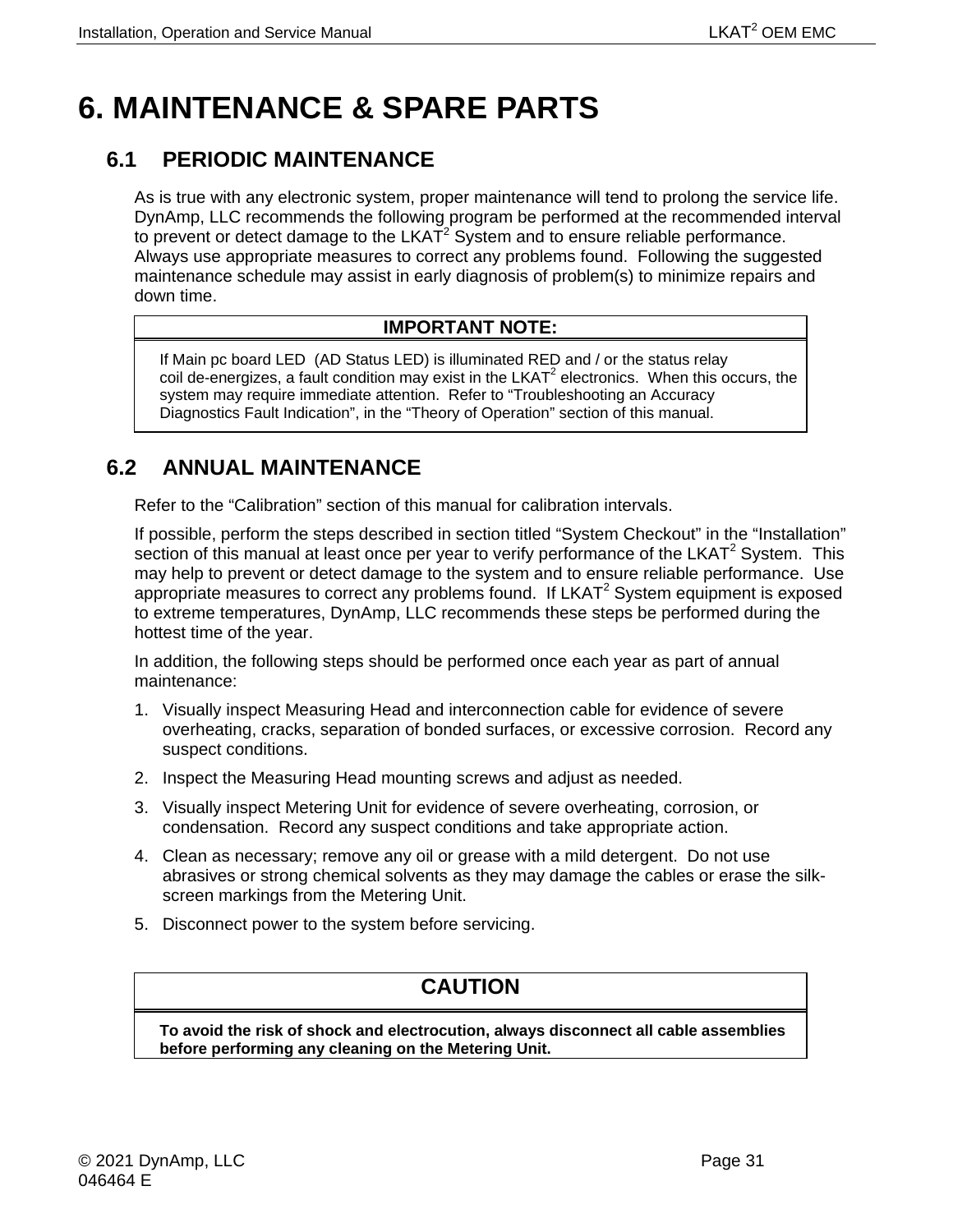# 6. MAINTENANCE & SPARE PARTS

## 6.1 PERIODIC MAINTENANCE

As is true with any electronic system, proper maintenance will tend to prolong the service life. DynAmp, LLC recommends the following program be performed at the recommended interval to prevent or detect damage to the LKAT$^2$ System and to ensure reliable performance. Always use appropriate measures to correct any problems found. Following the suggested maintenance schedule may assist in early diagnosis of problem(s) to minimize repairs and down time.

| IMPORTANT NOTE: |
|---|
| If Main pc board LED (AD Status LED) is illuminated RED and / or the status relay coil de-energizes, a fault condition may exist in the LKAT$^2$ electronics. When this occurs, the system may require immediate attention. Refer to "Troubleshooting an Accuracy Diagnostics Fault Indication", in the "Theory of Operation" section of this manual. |

## 6.2 ANNUAL MAINTENANCE

Refer to the "Calibration" section of this manual for calibration intervals.

If possible, perform the steps described in section titled "System Checkout" in the "Installation" section of this manual at least once per year to verify performance of the LKAT$^2$ System. This may help to prevent or detect damage to the system and to ensure reliable performance. Use appropriate measures to correct any problems found. If LKAT$^2$ System equipment is exposed to extreme temperatures, DynAmp, LLC recommends these steps be performed during the hottest time of the year.

In addition, the following steps should be performed once each year as part of annual maintenance:

1. Visually inspect Measuring Head and interconnection cable for evidence of severe overheating, cracks, separation of bonded surfaces, or excessive corrosion. Record any suspect conditions.
2. Inspect the Measuring Head mounting screws and adjust as needed.
3. Visually inspect Metering Unit for evidence of severe overheating, corrosion, or condensation. Record any suspect conditions and take appropriate action.
4. Clean as necessary; remove any oil or grease with a mild detergent. Do not use abrasives or strong chemical solvents as they may damage the cables or erase the silk-screen markings from the Metering Unit.
5. Disconnect power to the system before servicing.

| CAUTION |
|---|
| **To avoid the risk of shock and electrocution, always disconnect all cable assemblies before performing any cleaning on the Metering Unit.** |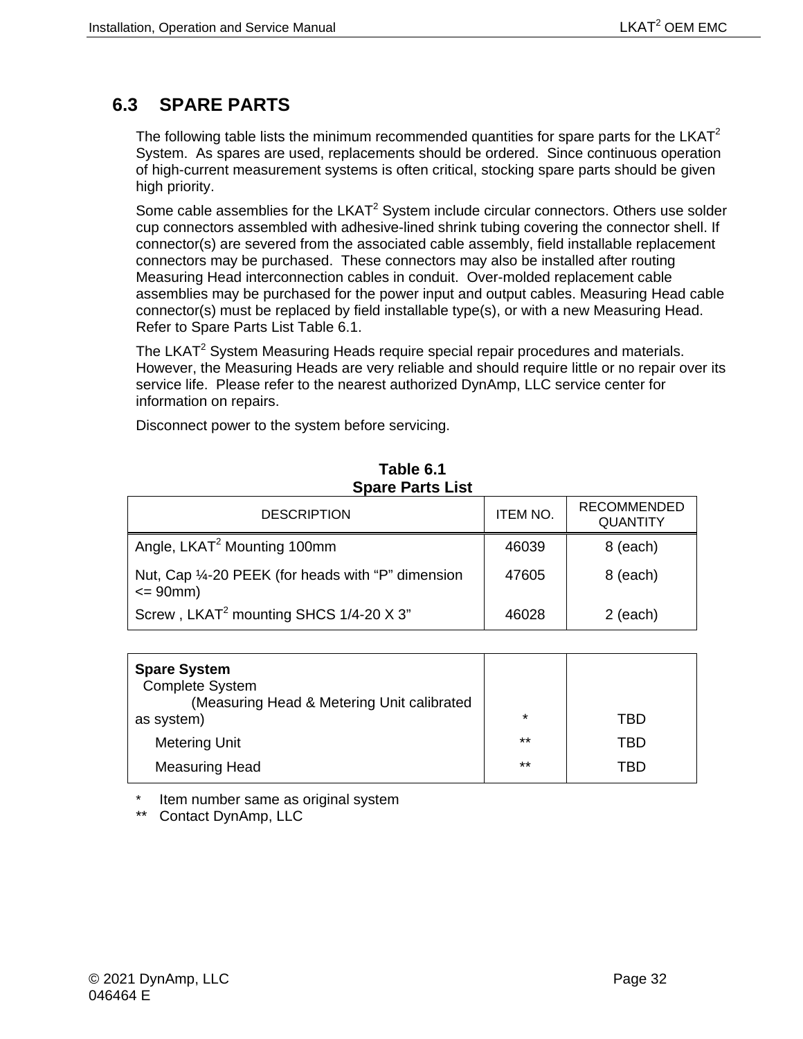## 6.3 SPARE PARTS

The following table lists the minimum recommended quantities for spare parts for the LKAT$^2$ System. As spares are used, replacements should be ordered. Since continuous operation of high-current measurement systems is often critical, stocking spare parts should be given high priority.

Some cable assemblies for the LKAT$^2$ System include circular connectors. Others use solder cup connectors assembled with adhesive-lined shrink tubing covering the connector shell. If connector(s) are severed from the associated cable assembly, field installable replacement connectors may be purchased. These connectors may also be installed after routing Measuring Head interconnection cables in conduit. Over-molded replacement cable assemblies may be purchased for the power input and output cables. Measuring Head cable connector(s) must be replaced by field installable type(s), or with a new Measuring Head. Refer to Spare Parts List Table 6.1.

The LKAT$^2$ System Measuring Heads require special repair procedures and materials. However, the Measuring Heads are very reliable and should require little or no repair over its service life. Please refer to the nearest authorized DynAmp, LLC service center for information on repairs.

Disconnect power to the system before servicing.

**Table 6.1**
**Spare Parts List**

| DESCRIPTION | ITEM NO. | RECOMMENDED QUANTITY |
|---|---|---|
| Angle, LKAT$^2$ Mounting 100mm | 46039 | 8 (each) |
| Nut, Cap ¼-20 PEEK (for heads with "P" dimension <= 90mm) | 47605 | 8 (each) |
| Screw , LKAT$^2$ mounting SHCS 1/4-20 X 3" | 46028 | 2 (each) |

| | | |
|---|---|---|
| **Spare System** Complete System (Measuring Head & Metering Unit calibrated as system) | * | TBD |
| Metering Unit | ** | TBD |
| Measuring Head | ** | TBD |

\* Item number same as original system
\*\* Contact DynAmp, LLC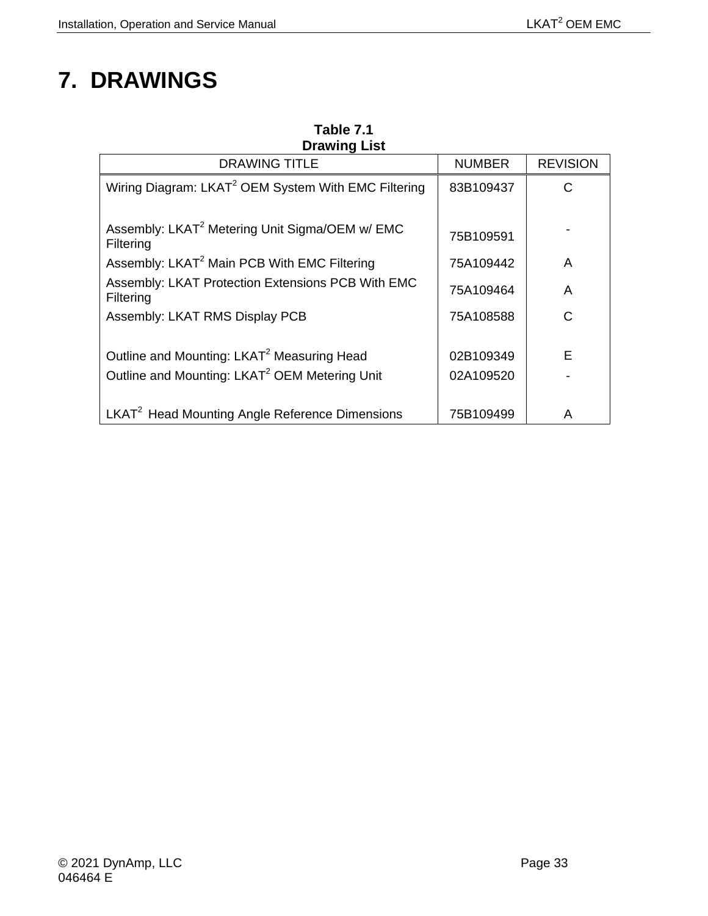# 7. DRAWINGS

**Table 7.1**
**Drawing List**

| DRAWING TITLE | NUMBER | REVISION |
|---|---|---|
| Wiring Diagram: LKAT$^2$ OEM System With EMC Filtering | 83B109437 | C |
| Assembly: LKAT$^2$ Metering Unit Sigma/OEM w/ EMC Filtering | 75B109591 | - |
| Assembly: LKAT$^2$ Main PCB With EMC Filtering | 75A109442 | A |
| Assembly: LKAT Protection Extensions PCB With EMC Filtering | 75A109464 | A |
| Assembly: LKAT RMS Display PCB | 75A108588 | C |
| Outline and Mounting: LKAT$^2$ Measuring Head | 02B109349 | E |
| Outline and Mounting: LKAT$^2$ OEM Metering Unit | 02A109520 | - |
| LKAT$^2$ Head Mounting Angle Reference Dimensions | 75B109499 | A |